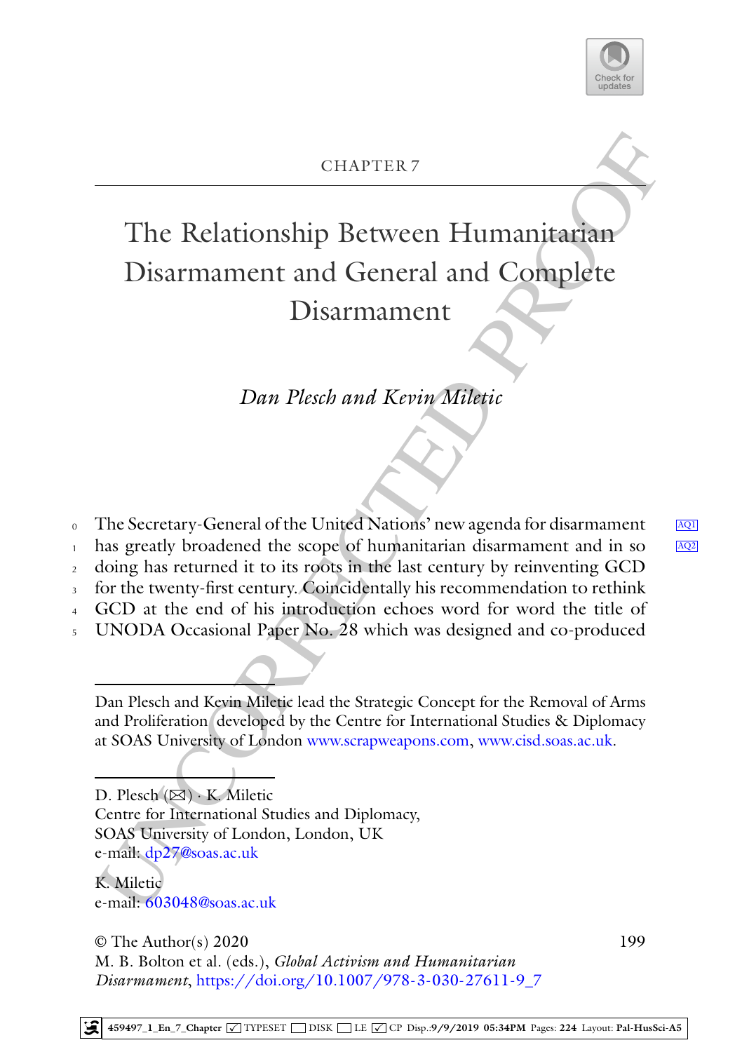CHAPTER 7

# The Relationship Between Humanitarian Disarmament and General and Complete Disarmament

*Dan Plesch and Kevin Miletic*

The Secretary-General of the United Nations' new agenda for disarmament has greatly broadened the scope of humanitarian disarmament and in so doing has returned it to its roots in the last century by reinventing GCD for the twenty-first century. Coincidentally his recommendation to rethink GCD at the end of his introduction echoes word for word the title of UNODA Occasional Paper No. 28 which was designed and co-produced

---

Dan Plesch and Kevin Miletic lead the Strategic Concept for the Removal of Arms and Proliferation developed by the Centre for International Studies & Diplomacy at SOAS University of London www.scrapweapons.com, www.cisd.soas.ac.uk.

---

D. Plesch (✉) · K. Miletic
Centre for International Studies and Diplomacy,
SOAS University of London, London, UK
e-mail: dp27@soas.ac.uk

K. Miletic
e-mail: 603048@soas.ac.uk

© The Author(s) 2020
M. B. Bolton et al. (eds.), *Global Activism and Humanitarian Disarmament*, https://doi.org/10.1007/978-3-030-27611-9_7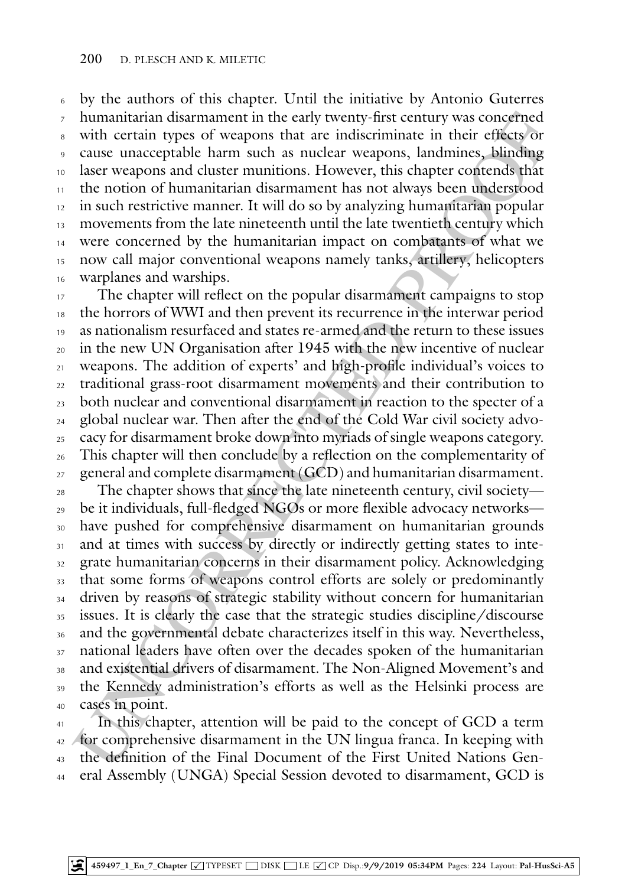by the authors of this chapter. Until the initiative by Antonio Guterres humanitarian disarmament in the early twenty-first century was concerned with certain types of weapons that are indiscriminate in their effects or cause unacceptable harm such as nuclear weapons, landmines, blinding laser weapons and cluster munitions. However, this chapter contends that the notion of humanitarian disarmament has not always been understood in such restrictive manner. It will do so by analyzing humanitarian popular movements from the late nineteenth until the late twentieth century which were concerned by the humanitarian impact on combatants of what we now call major conventional weapons namely tanks, artillery, helicopters warplanes and warships.

The chapter will reflect on the popular disarmament campaigns to stop the horrors of WWI and then prevent its recurrence in the interwar period as nationalism resurfaced and states re-armed and the return to these issues in the new UN Organisation after 1945 with the new incentive of nuclear weapons. The addition of experts' and high-profile individual's voices to traditional grass-root disarmament movements and their contribution to both nuclear and conventional disarmament in reaction to the specter of a global nuclear war. Then after the end of the Cold War civil society advocacy for disarmament broke down into myriads of single weapons category. This chapter will then conclude by a reflection on the complementarity of general and complete disarmament (GCD) and humanitarian disarmament.

The chapter shows that since the late nineteenth century, civil society—be it individuals, full-fledged NGOs or more flexible advocacy networks—have pushed for comprehensive disarmament on humanitarian grounds and at times with success by directly or indirectly getting states to integrate humanitarian concerns in their disarmament policy. Acknowledging that some forms of weapons control efforts are solely or predominantly driven by reasons of strategic stability without concern for humanitarian issues. It is clearly the case that the strategic studies discipline/discourse and the governmental debate characterizes itself in this way. Nevertheless, national leaders have often over the decades spoken of the humanitarian and existential drivers of disarmament. The Non-Aligned Movement's and the Kennedy administration's efforts as well as the Helsinki process are cases in point.

In this chapter, attention will be paid to the concept of GCD a term for comprehensive disarmament in the UN lingua franca. In keeping with the definition of the Final Document of the First United Nations General Assembly (UNGA) Special Session devoted to disarmament, GCD is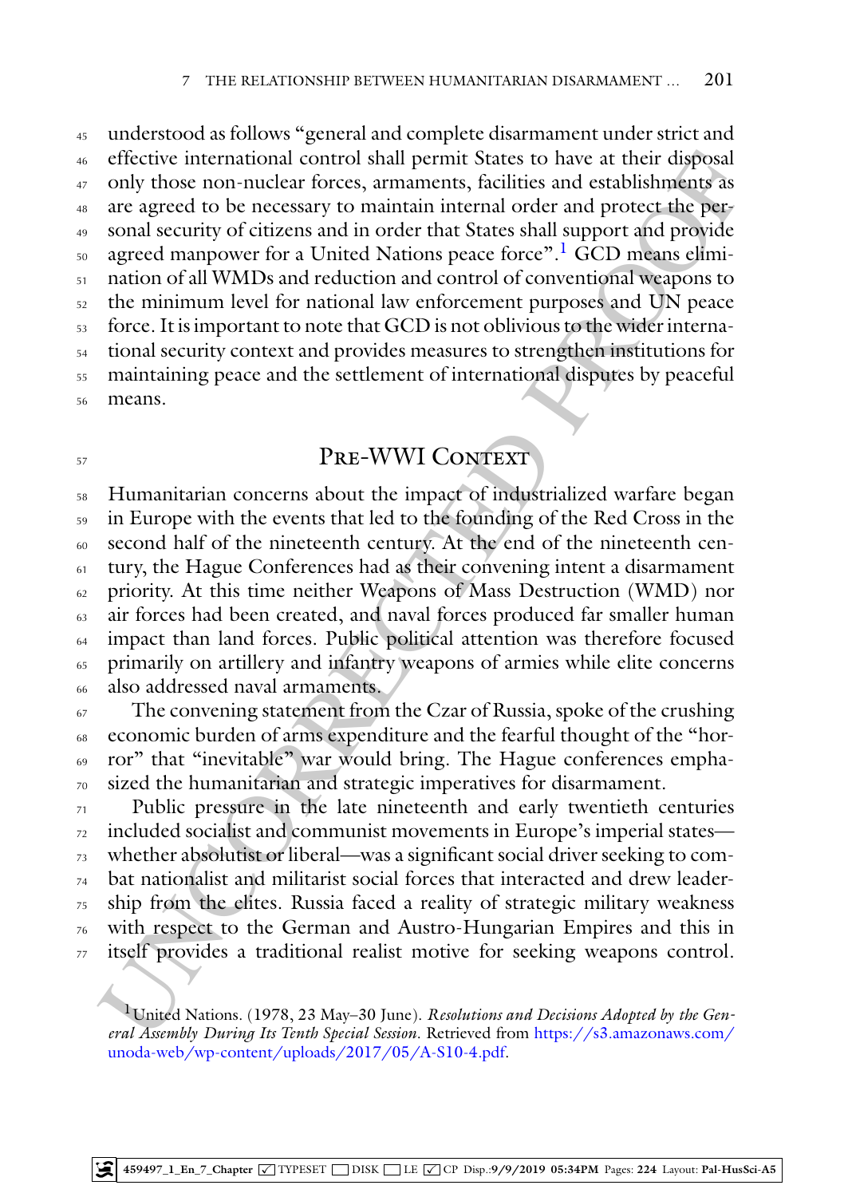understood as follows "general and complete disarmament under strict and effective international control shall permit States to have at their disposal only those non-nuclear forces, armaments, facilities and establishments as are agreed to be necessary to maintain internal order and protect the personal security of citizens and in order that States shall support and provide agreed manpower for a United Nations peace force".[1] GCD means elimination of all WMDs and reduction and control of conventional weapons to the minimum level for national law enforcement purposes and UN peace force. It is important to note that GCD is not oblivious to the wider international security context and provides measures to strengthen institutions for maintaining peace and the settlement of international disputes by peaceful means.

## Pre-WWI Context

Humanitarian concerns about the impact of industrialized warfare began in Europe with the events that led to the founding of the Red Cross in the second half of the nineteenth century. At the end of the nineteenth century, the Hague Conferences had as their convening intent a disarmament priority. At this time neither Weapons of Mass Destruction (WMD) nor air forces had been created, and naval forces produced far smaller human impact than land forces. Public political attention was therefore focused primarily on artillery and infantry weapons of armies while elite concerns also addressed naval armaments.

The convening statement from the Czar of Russia, spoke of the crushing economic burden of arms expenditure and the fearful thought of the "horror" that "inevitable" war would bring. The Hague conferences emphasized the humanitarian and strategic imperatives for disarmament.

Public pressure in the late nineteenth and early twentieth centuries included socialist and communist movements in Europe's imperial states—whether absolutist or liberal—was a significant social driver seeking to combat nationalist and militarist social forces that interacted and drew leadership from the elites. Russia faced a reality of strategic military weakness with respect to the German and Austro-Hungarian Empires and this in itself provides a traditional realist motive for seeking weapons control.

[1] United Nations. (1978, 23 May–30 June). *Resolutions and Decisions Adopted by the General Assembly During Its Tenth Special Session*. Retrieved from https://s3.amazonaws.com/unoda-web/wp-content/uploads/2017/05/A-S10-4.pdf.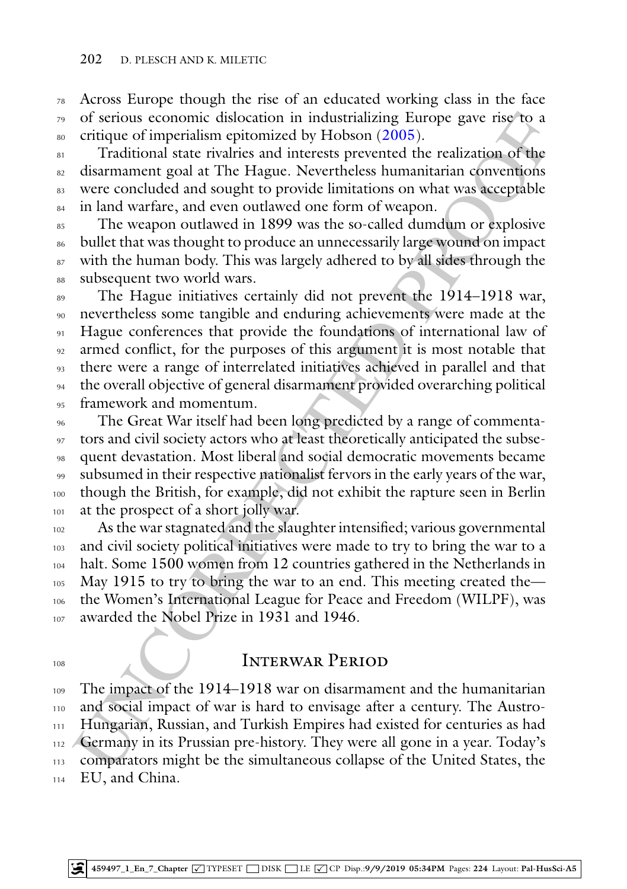Across Europe though the rise of an educated working class in the face of serious economic dislocation in industrializing Europe gave rise to a critique of imperialism epitomized by Hobson (2005).

Traditional state rivalries and interests prevented the realization of the disarmament goal at The Hague. Nevertheless humanitarian conventions were concluded and sought to provide limitations on what was acceptable in land warfare, and even outlawed one form of weapon.

The weapon outlawed in 1899 was the so-called dumdum or explosive bullet that was thought to produce an unnecessarily large wound on impact with the human body. This was largely adhered to by all sides through the subsequent two world wars.

The Hague initiatives certainly did not prevent the 1914–1918 war, nevertheless some tangible and enduring achievements were made at the Hague conferences that provide the foundations of international law of armed conflict, for the purposes of this argument it is most notable that there were a range of interrelated initiatives achieved in parallel and that the overall objective of general disarmament provided overarching political framework and momentum.

The Great War itself had been long predicted by a range of commentators and civil society actors who at least theoretically anticipated the subsequent devastation. Most liberal and social democratic movements became subsumed in their respective nationalist fervors in the early years of the war, though the British, for example, did not exhibit the rapture seen in Berlin at the prospect of a short jolly war.

As the war stagnated and the slaughter intensified; various governmental and civil society political initiatives were made to try to bring the war to a halt. Some 1500 women from 12 countries gathered in the Netherlands in May 1915 to try to bring the war to an end. This meeting created the—the Women's International League for Peace and Freedom (WILPF), was awarded the Nobel Prize in 1931 and 1946.

## Interwar Period

The impact of the 1914–1918 war on disarmament and the humanitarian and social impact of war is hard to envisage after a century. The Austro-Hungarian, Russian, and Turkish Empires had existed for centuries as had Germany in its Prussian pre-history. They were all gone in a year. Today's comparators might be the simultaneous collapse of the United States, the EU, and China.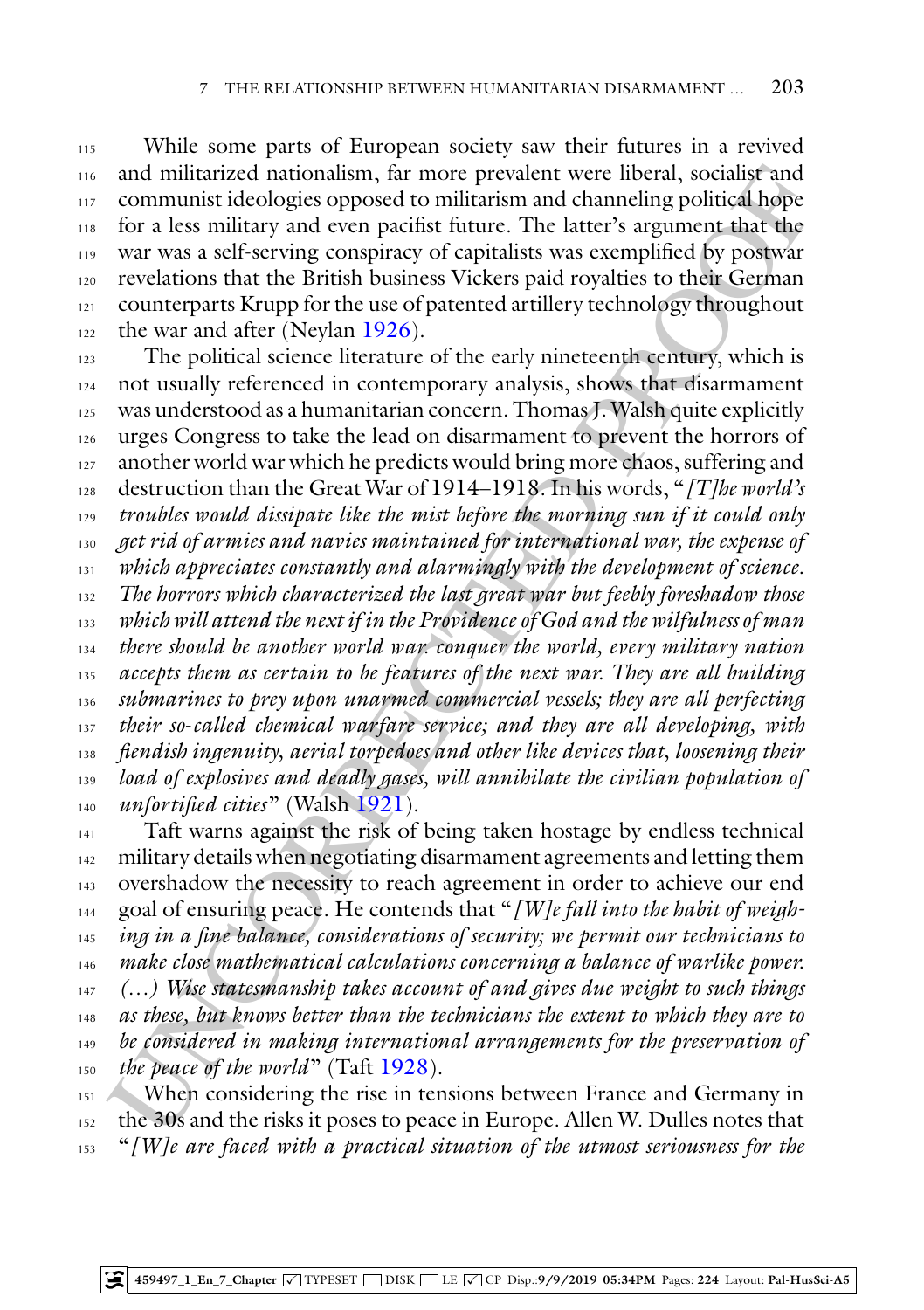While some parts of European society saw their futures in a revived and militarized nationalism, far more prevalent were liberal, socialist and communist ideologies opposed to militarism and channeling political hope for a less military and even pacifist future. The latter's argument that the war was a self-serving conspiracy of capitalists was exemplified by postwar revelations that the British business Vickers paid royalties to their German counterparts Krupp for the use of patented artillery technology throughout the war and after (Neylan 1926).

The political science literature of the early nineteenth century, which is not usually referenced in contemporary analysis, shows that disarmament was understood as a humanitarian concern. Thomas J. Walsh quite explicitly urges Congress to take the lead on disarmament to prevent the horrors of another world war which he predicts would bring more chaos, suffering and destruction than the Great War of 1914–1918. In his words, "*[T]he world's troubles would dissipate like the mist before the morning sun if it could only get rid of armies and navies maintained for international war, the expense of which appreciates constantly and alarmingly with the development of science. The horrors which characterized the last great war but feebly foreshadow those which will attend the next if in the Providence of God and the wilfulness of man there should be another world war. conquer the world, every military nation accepts them as certain to be features of the next war. They are all building submarines to prey upon unarmed commercial vessels; they are all perfecting their so-called chemical warfare service; and they are all developing, with fiendish ingenuity, aerial torpedoes and other like devices that, loosening their load of explosives and deadly gases, will annihilate the civilian population of unfortified cities*" (Walsh 1921).

Taft warns against the risk of being taken hostage by endless technical military details when negotiating disarmament agreements and letting them overshadow the necessity to reach agreement in order to achieve our end goal of ensuring peace. He contends that "*[W]e fall into the habit of weighing in a fine balance, considerations of security; we permit our technicians to make close mathematical calculations concerning a balance of warlike power. (…) Wise statesmanship takes account of and gives due weight to such things as these, but knows better than the technicians the extent to which they are to be considered in making international arrangements for the preservation of the peace of the world*" (Taft 1928).

When considering the rise in tensions between France and Germany in the 30s and the risks it poses to peace in Europe. Allen W. Dulles notes that "*[W]e are faced with a practical situation of the utmost seriousness for the*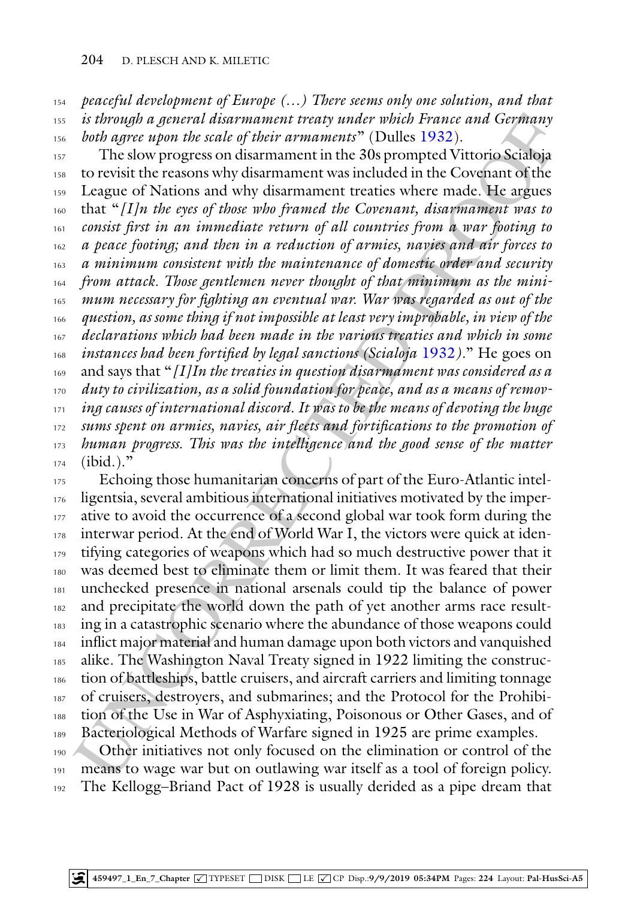*peaceful development of Europe (…) There seems only one solution, and that is through a general disarmament treaty under which France and Germany both agree upon the scale of their armaments*" (Dulles 1932).

The slow progress on disarmament in the 30s prompted Vittorio Scialoja to revisit the reasons why disarmament was included in the Covenant of the League of Nations and why disarmament treaties where made. He argues that "*[I]n the eyes of those who framed the Covenant, disarmament was to consist first in an immediate return of all countries from a war footing to a peace footing; and then in a reduction of armies, navies and air forces to a minimum consistent with the maintenance of domestic order and security from attack. Those gentlemen never thought of that minimum as the minimum necessary for fighting an eventual war. War was regarded as out of the question, as some thing if not impossible at least very improbable, in view of the declarations which had been made in the various treaties and which in some instances had been fortified by legal sanctions (Scialoja* 1932*)*." He goes on and says that "*[I]In the treaties in question disarmament was considered as a duty to civilization, as a solid foundation for peace, and as a means of removing causes of international discord. It was to be the means of devoting the huge sums spent on armies, navies, air fleets and fortifications to the promotion of human progress. This was the intelligence and the good sense of the matter* (ibid.)."

Echoing those humanitarian concerns of part of the Euro-Atlantic intelligentsia, several ambitious international initiatives motivated by the imperative to avoid the occurrence of a second global war took form during the interwar period. At the end of World War I, the victors were quick at identifying categories of weapons which had so much destructive power that it was deemed best to eliminate them or limit them. It was feared that their unchecked presence in national arsenals could tip the balance of power and precipitate the world down the path of yet another arms race resulting in a catastrophic scenario where the abundance of those weapons could inflict major material and human damage upon both victors and vanquished alike. The Washington Naval Treaty signed in 1922 limiting the construction of battleships, battle cruisers, and aircraft carriers and limiting tonnage of cruisers, destroyers, and submarines; and the Protocol for the Prohibition of the Use in War of Asphyxiating, Poisonous or Other Gases, and of Bacteriological Methods of Warfare signed in 1925 are prime examples.

Other initiatives not only focused on the elimination or control of the means to wage war but on outlawing war itself as a tool of foreign policy. The Kellogg–Briand Pact of 1928 is usually derided as a pipe dream that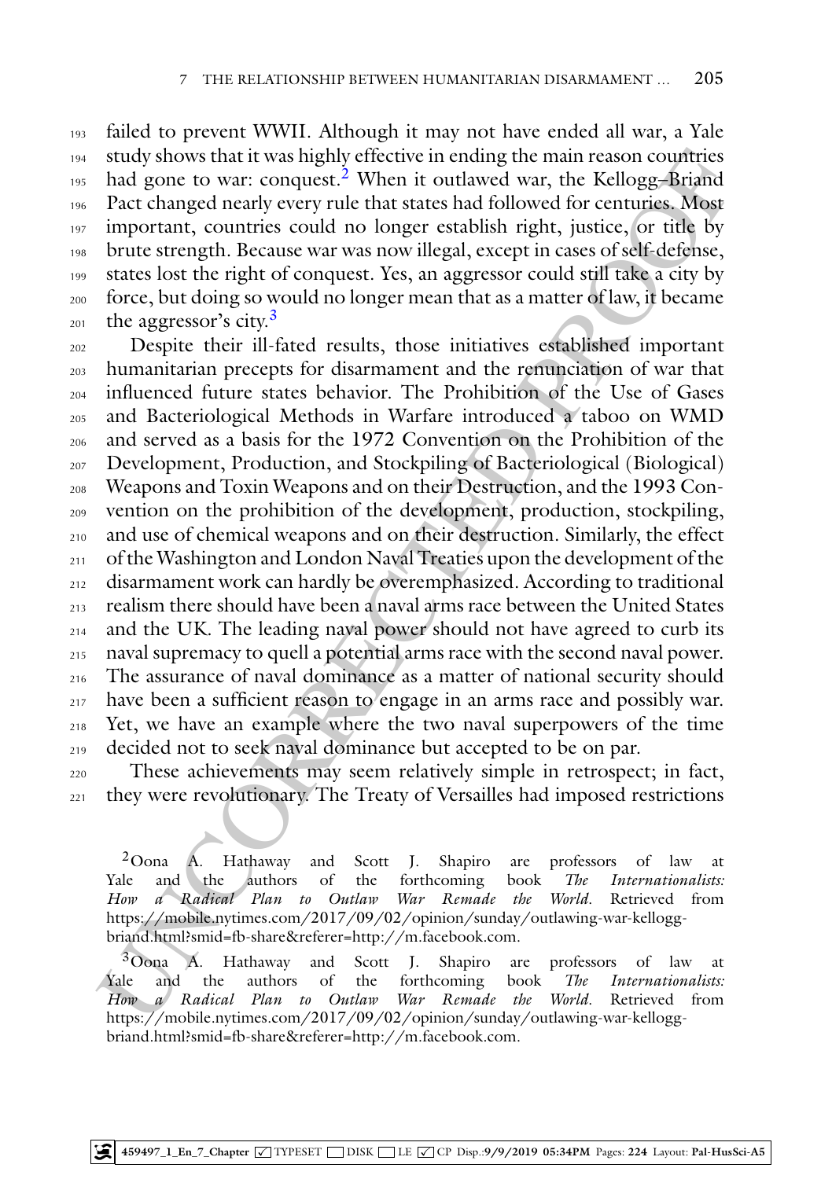failed to prevent WWII. Although it may not have ended all war, a Yale study shows that it was highly effective in ending the main reason countries had gone to war: conquest.[2] When it outlawed war, the Kellogg–Briand Pact changed nearly every rule that states had followed for centuries. Most important, countries could no longer establish right, justice, or title by brute strength. Because war was now illegal, except in cases of self-defense, states lost the right of conquest. Yes, an aggressor could still take a city by force, but doing so would no longer mean that as a matter of law, it became the aggressor's city.[3]

Despite their ill-fated results, those initiatives established important humanitarian precepts for disarmament and the renunciation of war that influenced future states behavior. The Prohibition of the Use of Gases and Bacteriological Methods in Warfare introduced a taboo on WMD and served as a basis for the 1972 Convention on the Prohibition of the Development, Production, and Stockpiling of Bacteriological (Biological) Weapons and Toxin Weapons and on their Destruction, and the 1993 Convention on the prohibition of the development, production, stockpiling, and use of chemical weapons and on their destruction. Similarly, the effect of the Washington and London Naval Treaties upon the development of the disarmament work can hardly be overemphasized. According to traditional realism there should have been a naval arms race between the United States and the UK. The leading naval power should not have agreed to curb its naval supremacy to quell a potential arms race with the second naval power. The assurance of naval dominance as a matter of national security should have been a sufficient reason to engage in an arms race and possibly war. Yet, we have an example where the two naval superpowers of the time decided not to seek naval dominance but accepted to be on par.

These achievements may seem relatively simple in retrospect; in fact, they were revolutionary. The Treaty of Versailles had imposed restrictions

[2] Oona A. Hathaway and Scott J. Shapiro are professors of law at Yale and the authors of the forthcoming book *The Internationalists: How a Radical Plan to Outlaw War Remade the World*. Retrieved from https://mobile.nytimes.com/2017/09/02/opinion/sunday/outlawing-war-kellogg-briand.html?smid=fb-share&referer=http://m.facebook.com.

[3] Oona A. Hathaway and Scott J. Shapiro are professors of law at Yale and the authors of the forthcoming book *The Internationalists: How a Radical Plan to Outlaw War Remade the World*. Retrieved from https://mobile.nytimes.com/2017/09/02/opinion/sunday/outlawing-war-kellogg-briand.html?smid=fb-share&referer=http://m.facebook.com.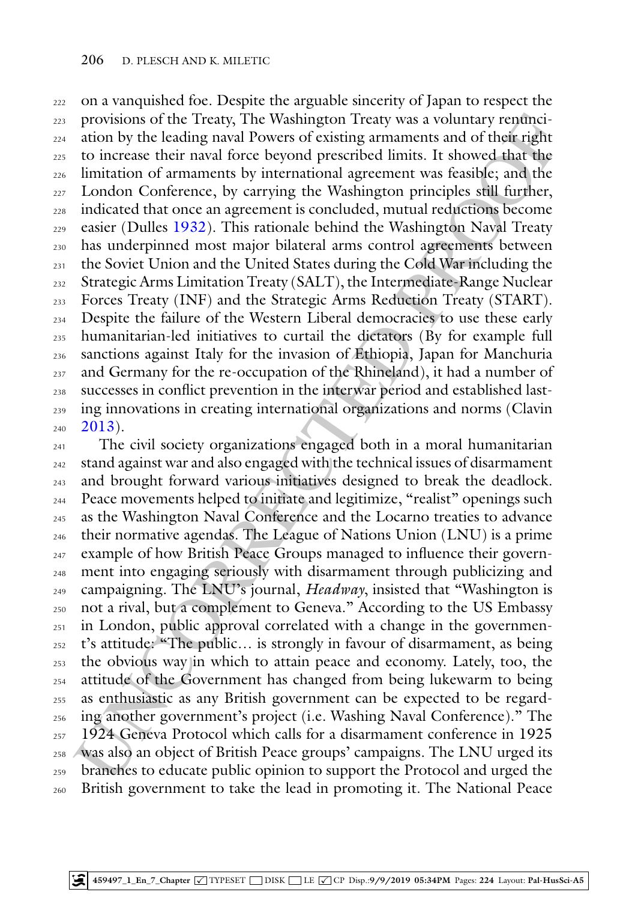on a vanquished foe. Despite the arguable sincerity of Japan to respect the provisions of the Treaty, The Washington Treaty was a voluntary renunciation by the leading naval Powers of existing armaments and of their right to increase their naval force beyond prescribed limits. It showed that the limitation of armaments by international agreement was feasible; and the London Conference, by carrying the Washington principles still further, indicated that once an agreement is concluded, mutual reductions become easier (Dulles 1932). This rationale behind the Washington Naval Treaty has underpinned most major bilateral arms control agreements between the Soviet Union and the United States during the Cold War including the Strategic Arms Limitation Treaty (SALT), the Intermediate-Range Nuclear Forces Treaty (INF) and the Strategic Arms Reduction Treaty (START). Despite the failure of the Western Liberal democracies to use these early humanitarian-led initiatives to curtail the dictators (By for example full sanctions against Italy for the invasion of Ethiopia, Japan for Manchuria and Germany for the re-occupation of the Rhineland), it had a number of successes in conflict prevention in the interwar period and established lasting innovations in creating international organizations and norms (Clavin 2013).

The civil society organizations engaged both in a moral humanitarian stand against war and also engaged with the technical issues of disarmament and brought forward various initiatives designed to break the deadlock. Peace movements helped to initiate and legitimize, "realist" openings such as the Washington Naval Conference and the Locarno treaties to advance their normative agendas. The League of Nations Union (LNU) is a prime example of how British Peace Groups managed to influence their government into engaging seriously with disarmament through publicizing and campaigning. The LNU's journal, *Headway*, insisted that "Washington is not a rival, but a complement to Geneva." According to the US Embassy in London, public approval correlated with a change in the government's attitude: "The public… is strongly in favour of disarmament, as being the obvious way in which to attain peace and economy. Lately, too, the attitude of the Government has changed from being lukewarm to being as enthusiastic as any British government can be expected to be regarding another government's project (i.e. Washing Naval Conference)." The 1924 Geneva Protocol which calls for a disarmament conference in 1925 was also an object of British Peace groups' campaigns. The LNU urged its branches to educate public opinion to support the Protocol and urged the British government to take the lead in promoting it. The National Peace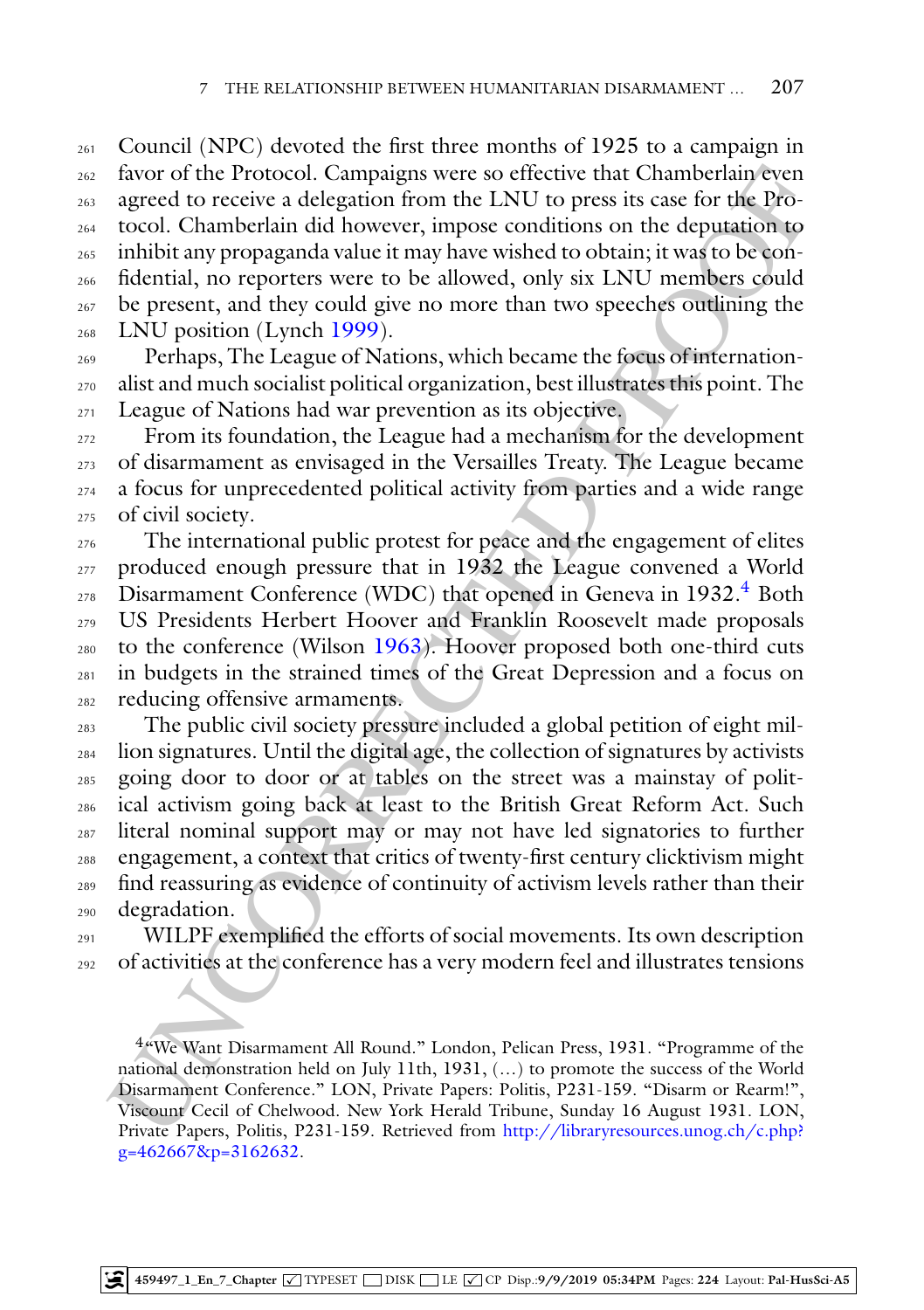Council (NPC) devoted the first three months of 1925 to a campaign in favor of the Protocol. Campaigns were so effective that Chamberlain even agreed to receive a delegation from the LNU to press its case for the Protocol. Chamberlain did however, impose conditions on the deputation to inhibit any propaganda value it may have wished to obtain; it was to be confidential, no reporters were to be allowed, only six LNU members could be present, and they could give no more than two speeches outlining the LNU position (Lynch 1999).

Perhaps, The League of Nations, which became the focus of internationalist and much socialist political organization, best illustrates this point. The League of Nations had war prevention as its objective.

From its foundation, the League had a mechanism for the development of disarmament as envisaged in the Versailles Treaty. The League became a focus for unprecedented political activity from parties and a wide range of civil society.

The international public protest for peace and the engagement of elites produced enough pressure that in 1932 the League convened a World Disarmament Conference (WDC) that opened in Geneva in 1932.[4] Both US Presidents Herbert Hoover and Franklin Roosevelt made proposals to the conference (Wilson 1963). Hoover proposed both one-third cuts in budgets in the strained times of the Great Depression and a focus on reducing offensive armaments.

The public civil society pressure included a global petition of eight million signatures. Until the digital age, the collection of signatures by activists going door to door or at tables on the street was a mainstay of political activism going back at least to the British Great Reform Act. Such literal nominal support may or may not have led signatories to further engagement, a context that critics of twenty-first century clicktivism might find reassuring as evidence of continuity of activism levels rather than their degradation.

WILPF exemplified the efforts of social movements. Its own description of activities at the conference has a very modern feel and illustrates tensions

[4] "We Want Disarmament All Round." London, Pelican Press, 1931. "Programme of the national demonstration held on July 11th, 1931, (…) to promote the success of the World Disarmament Conference." LON, Private Papers: Politis, P231-159. "Disarm or Rearm!", Viscount Cecil of Chelwood. New York Herald Tribune, Sunday 16 August 1931. LON, Private Papers, Politis, P231-159. Retrieved from http://libraryresources.unog.ch/c.php?g=462667&p=3162632.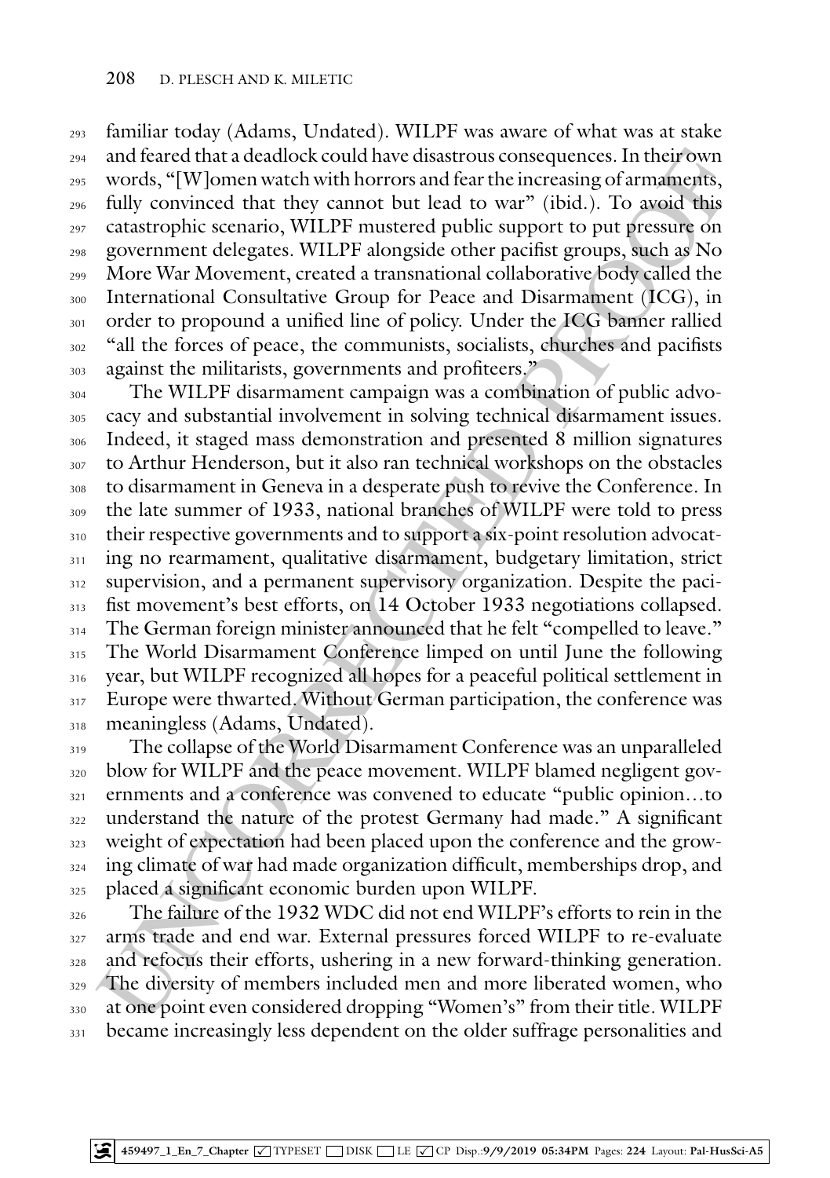familiar today (Adams, Undated). WILPF was aware of what was at stake and feared that a deadlock could have disastrous consequences. In their own words, "[W]omen watch with horrors and fear the increasing of armaments, fully convinced that they cannot but lead to war" (ibid.). To avoid this catastrophic scenario, WILPF mustered public support to put pressure on government delegates. WILPF alongside other pacifist groups, such as No More War Movement, created a transnational collaborative body called the International Consultative Group for Peace and Disarmament (ICG), in order to propound a unified line of policy. Under the ICG banner rallied "all the forces of peace, the communists, socialists, churches and pacifists against the militarists, governments and profiteers."

The WILPF disarmament campaign was a combination of public advocacy and substantial involvement in solving technical disarmament issues. Indeed, it staged mass demonstration and presented 8 million signatures to Arthur Henderson, but it also ran technical workshops on the obstacles to disarmament in Geneva in a desperate push to revive the Conference. In the late summer of 1933, national branches of WILPF were told to press their respective governments and to support a six-point resolution advocating no rearmament, qualitative disarmament, budgetary limitation, strict supervision, and a permanent supervisory organization. Despite the pacifist movement's best efforts, on 14 October 1933 negotiations collapsed. The German foreign minister announced that he felt "compelled to leave." The World Disarmament Conference limped on until June the following year, but WILPF recognized all hopes for a peaceful political settlement in Europe were thwarted. Without German participation, the conference was meaningless (Adams, Undated).

The collapse of the World Disarmament Conference was an unparalleled blow for WILPF and the peace movement. WILPF blamed negligent governments and a conference was convened to educate "public opinion…to understand the nature of the protest Germany had made." A significant weight of expectation had been placed upon the conference and the growing climate of war had made organization difficult, memberships drop, and placed a significant economic burden upon WILPF.

The failure of the 1932 WDC did not end WILPF's efforts to rein in the arms trade and end war. External pressures forced WILPF to re-evaluate and refocus their efforts, ushering in a new forward-thinking generation. The diversity of members included men and more liberated women, who at one point even considered dropping "Women's" from their title. WILPF became increasingly less dependent on the older suffrage personalities and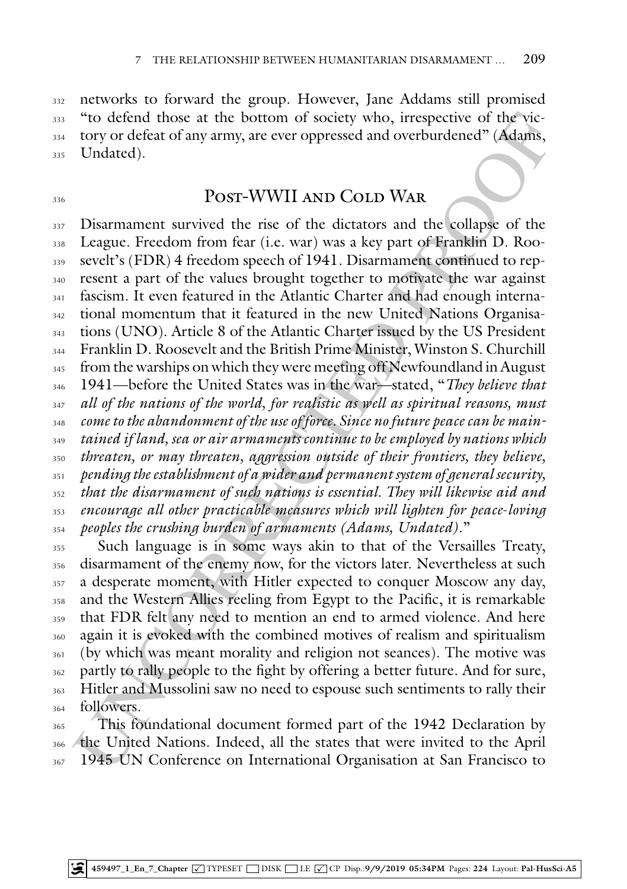networks to forward the group. However, Jane Addams still promised "to defend those at the bottom of society who, irrespective of the victory or defeat of any army, are ever oppressed and overburdened" (Adams, Undated).

## Post-WWII and Cold War

Disarmament survived the rise of the dictators and the collapse of the League. Freedom from fear (i.e. war) was a key part of Franklin D. Roosevelt's (FDR) 4 freedom speech of 1941. Disarmament continued to represent a part of the values brought together to motivate the war against fascism. It even featured in the Atlantic Charter and had enough international momentum that it featured in the new United Nations Organisations (UNO). Article 8 of the Atlantic Charter issued by the US President Franklin D. Roosevelt and the British Prime Minister, Winston S. Churchill from the warships on which they were meeting off Newfoundland in August 1941—before the United States was in the war—stated, "*They believe that all of the nations of the world, for realistic as well as spiritual reasons, must come to the abandonment of the use of force. Since no future peace can be maintained if land, sea or air armaments continue to be employed by nations which threaten, or may threaten, aggression outside of their frontiers, they believe, pending the establishment of a wider and permanent system of general security, that the disarmament of such nations is essential. They will likewise aid and encourage all other practicable measures which will lighten for peace-loving peoples the crushing burden of armaments (Adams, Undated).*"

Such language is in some ways akin to that of the Versailles Treaty, disarmament of the enemy now, for the victors later. Nevertheless at such a desperate moment, with Hitler expected to conquer Moscow any day, and the Western Allies reeling from Egypt to the Pacific, it is remarkable that FDR felt any need to mention an end to armed violence. And here again it is evoked with the combined motives of realism and spiritualism (by which was meant morality and religion not seances). The motive was partly to rally people to the fight by offering a better future. And for sure, Hitler and Mussolini saw no need to espouse such sentiments to rally their followers.

This foundational document formed part of the 1942 Declaration by the United Nations. Indeed, all the states that were invited to the April 1945 UN Conference on International Organisation at San Francisco to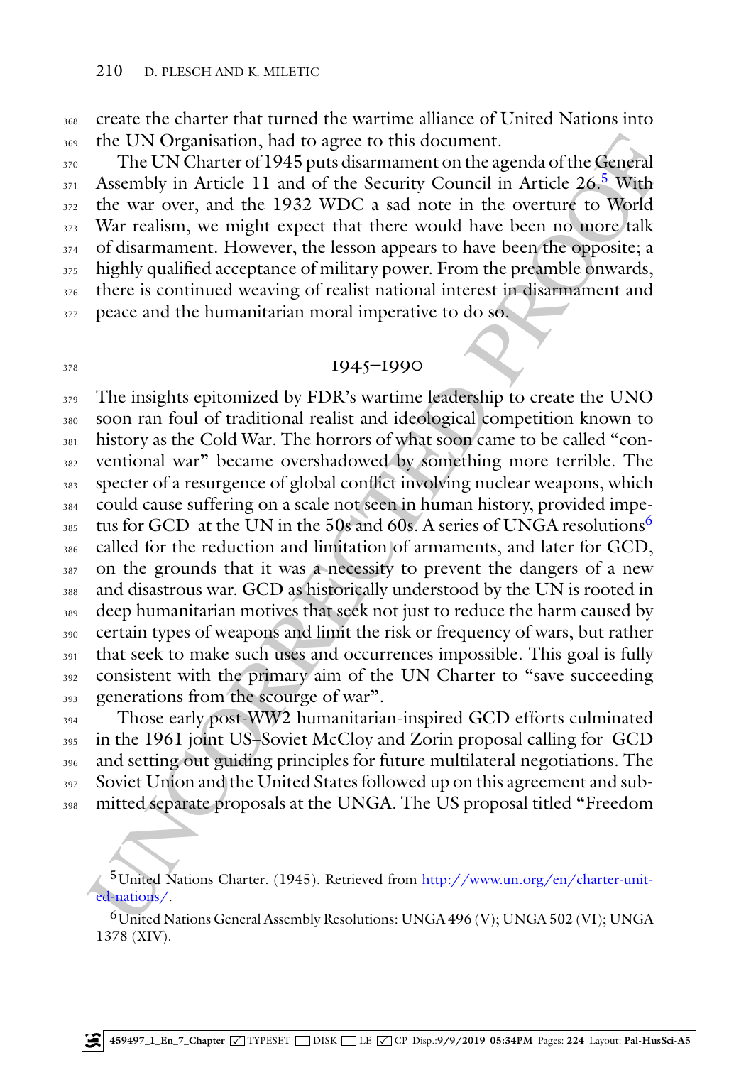create the charter that turned the wartime alliance of United Nations into the UN Organisation, had to agree to this document.

The UN Charter of 1945 puts disarmament on the agenda of the General Assembly in Article 11 and of the Security Council in Article 26.[5] With the war over, and the 1932 WDC a sad note in the overture to World War realism, we might expect that there would have been no more talk of disarmament. However, the lesson appears to have been the opposite; a highly qualified acceptance of military power. From the preamble onwards, there is continued weaving of realist national interest in disarmament and peace and the humanitarian moral imperative to do so.

## 1945–1990

The insights epitomized by FDR's wartime leadership to create the UNO soon ran foul of traditional realist and ideological competition known to history as the Cold War. The horrors of what soon came to be called "conventional war" became overshadowed by something more terrible. The specter of a resurgence of global conflict involving nuclear weapons, which could cause suffering on a scale not seen in human history, provided impetus for GCD at the UN in the 50s and 60s. A series of UNGA resolutions[6] called for the reduction and limitation of armaments, and later for GCD, on the grounds that it was a necessity to prevent the dangers of a new and disastrous war. GCD as historically understood by the UN is rooted in deep humanitarian motives that seek not just to reduce the harm caused by certain types of weapons and limit the risk or frequency of wars, but rather that seek to make such uses and occurrences impossible. This goal is fully consistent with the primary aim of the UN Charter to "save succeeding generations from the scourge of war".

Those early post-WW2 humanitarian-inspired GCD efforts culminated in the 1961 joint US–Soviet McCloy and Zorin proposal calling for GCD and setting out guiding principles for future multilateral negotiations. The Soviet Union and the United States followed up on this agreement and submitted separate proposals at the UNGA. The US proposal titled "Freedom

[5] United Nations Charter. (1945). Retrieved from http://www.un.org/en/charter-united-nations/.

[6] United Nations General Assembly Resolutions: UNGA 496 (V); UNGA 502 (VI); UNGA 1378 (XIV).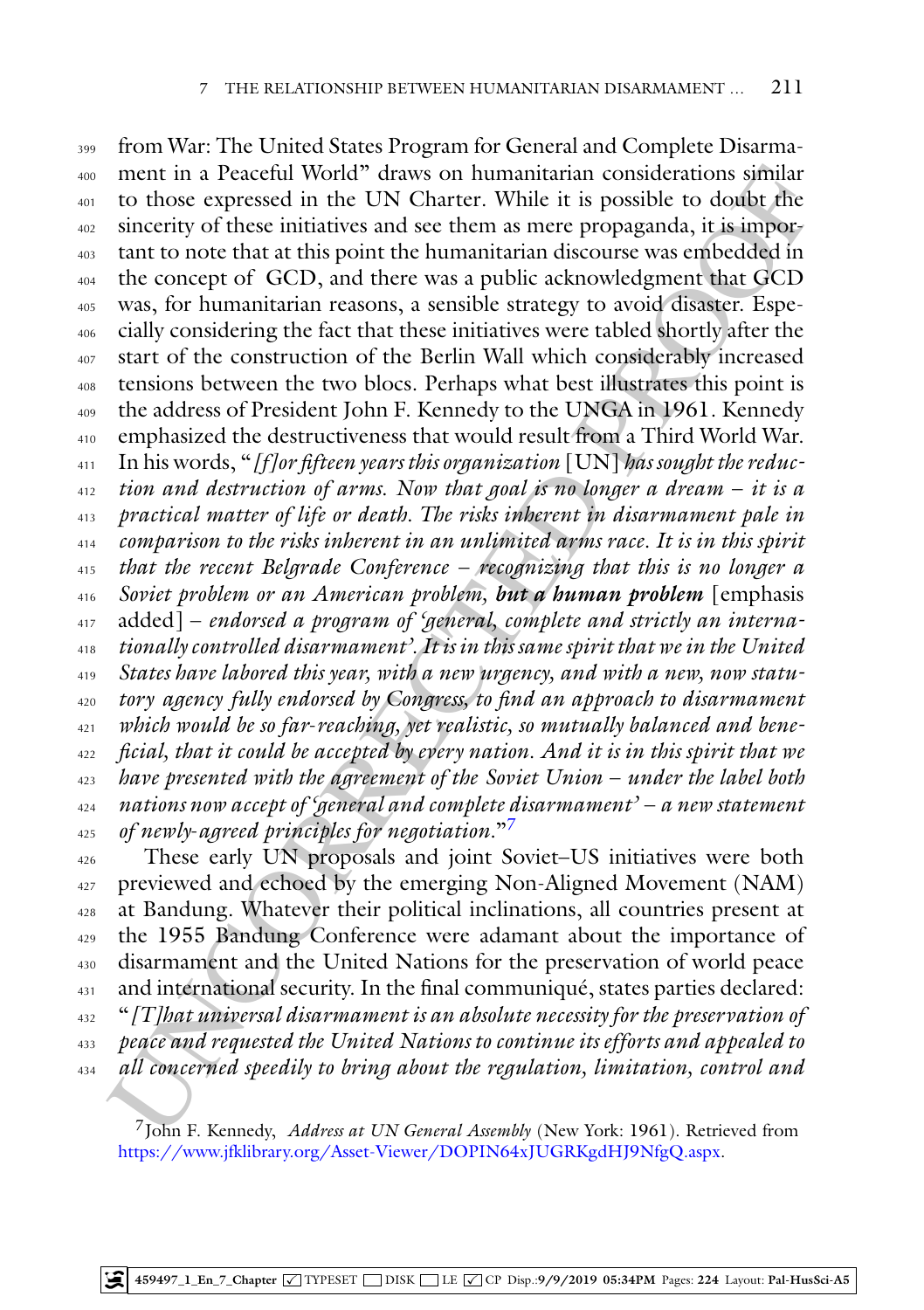from War: The United States Program for General and Complete Disarmament in a Peaceful World" draws on humanitarian considerations similar to those expressed in the UN Charter. While it is possible to doubt the sincerity of these initiatives and see them as mere propaganda, it is important to note that at this point the humanitarian discourse was embedded in the concept of GCD, and there was a public acknowledgment that GCD was, for humanitarian reasons, a sensible strategy to avoid disaster. Especially considering the fact that these initiatives were tabled shortly after the start of the construction of the Berlin Wall which considerably increased tensions between the two blocs. Perhaps what best illustrates this point is the address of President John F. Kennedy to the UNGA in 1961. Kennedy emphasized the destructiveness that would result from a Third World War. In his words, "*[f]or fifteen years this organization* [UN] *has sought the reduction and destruction of arms. Now that goal is no longer a dream – it is a practical matter of life or death. The risks inherent in disarmament pale in comparison to the risks inherent in an unlimited arms race. It is in this spirit that the recent Belgrade Conference – recognizing that this is no longer a Soviet problem or an American problem,* ***but a human problem*** [emphasis added] *– endorsed a program of 'general, complete and strictly an internationally controlled disarmament'. It is in this same spirit that we in the United States have labored this year, with a new urgency, and with a new, now statutory agency fully endorsed by Congress, to find an approach to disarmament which would be so far-reaching, yet realistic, so mutually balanced and beneficial, that it could be accepted by every nation. And it is in this spirit that we have presented with the agreement of the Soviet Union – under the label both nations now accept of 'general and complete disarmament' – a new statement of newly-agreed principles for negotiation*."[7]

These early UN proposals and joint Soviet–US initiatives were both previewed and echoed by the emerging Non-Aligned Movement (NAM) at Bandung. Whatever their political inclinations, all countries present at the 1955 Bandung Conference were adamant about the importance of disarmament and the United Nations for the preservation of world peace and international security. In the final communiqué, states parties declared: "*[T]hat universal disarmament is an absolute necessity for the preservation of peace and requested the United Nations to continue its efforts and appealed to all concerned speedily to bring about the regulation, limitation, control and*

[7] John F. Kennedy, *Address at UN General Assembly* (New York: 1961). Retrieved from https://www.jfklibrary.org/Asset-Viewer/DOPIN64xJUGRKgdHJ9NfgQ.aspx.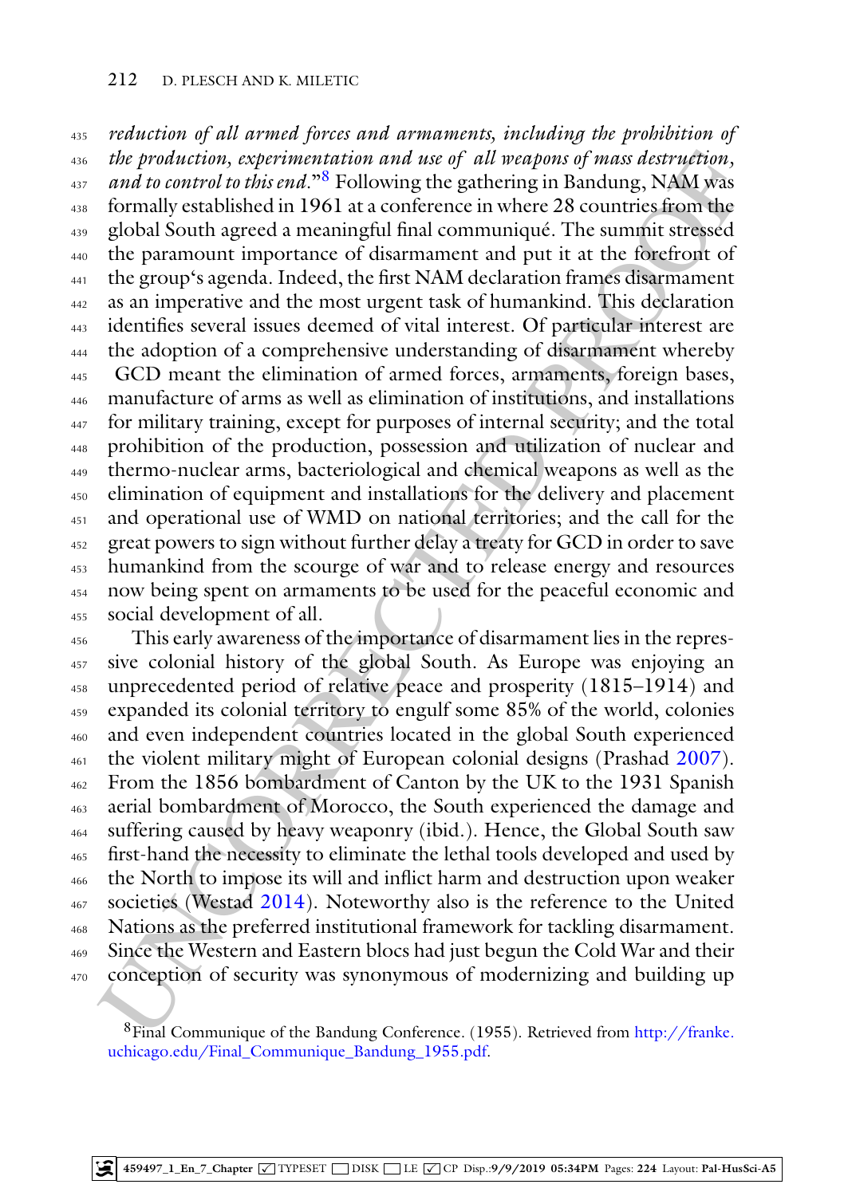*reduction of all armed forces and armaments, including the prohibition of the production, experimentation and use of all weapons of mass destruction, and to control to this end*."[8] Following the gathering in Bandung, NAM was formally established in 1961 at a conference in where 28 countries from the global South agreed a meaningful final communiqué. The summit stressed the paramount importance of disarmament and put it at the forefront of the group's agenda. Indeed, the first NAM declaration frames disarmament as an imperative and the most urgent task of humankind. This declaration identifies several issues deemed of vital interest. Of particular interest are the adoption of a comprehensive understanding of disarmament whereby GCD meant the elimination of armed forces, armaments, foreign bases, manufacture of arms as well as elimination of institutions, and installations for military training, except for purposes of internal security; and the total prohibition of the production, possession and utilization of nuclear and thermo-nuclear arms, bacteriological and chemical weapons as well as the elimination of equipment and installations for the delivery and placement and operational use of WMD on national territories; and the call for the great powers to sign without further delay a treaty for GCD in order to save humankind from the scourge of war and to release energy and resources now being spent on armaments to be used for the peaceful economic and social development of all.

This early awareness of the importance of disarmament lies in the repressive colonial history of the global South. As Europe was enjoying an unprecedented period of relative peace and prosperity (1815–1914) and expanded its colonial territory to engulf some 85% of the world, colonies and even independent countries located in the global South experienced the violent military might of European colonial designs (Prashad 2007). From the 1856 bombardment of Canton by the UK to the 1931 Spanish aerial bombardment of Morocco, the South experienced the damage and suffering caused by heavy weaponry (ibid.). Hence, the Global South saw first-hand the necessity to eliminate the lethal tools developed and used by the North to impose its will and inflict harm and destruction upon weaker societies (Westad 2014). Noteworthy also is the reference to the United Nations as the preferred institutional framework for tackling disarmament. Since the Western and Eastern blocs had just begun the Cold War and their conception of security was synonymous of modernizing and building up

[8] Final Communique of the Bandung Conference. (1955). Retrieved from http://franke.uchicago.edu/Final_Communique_Bandung_1955.pdf.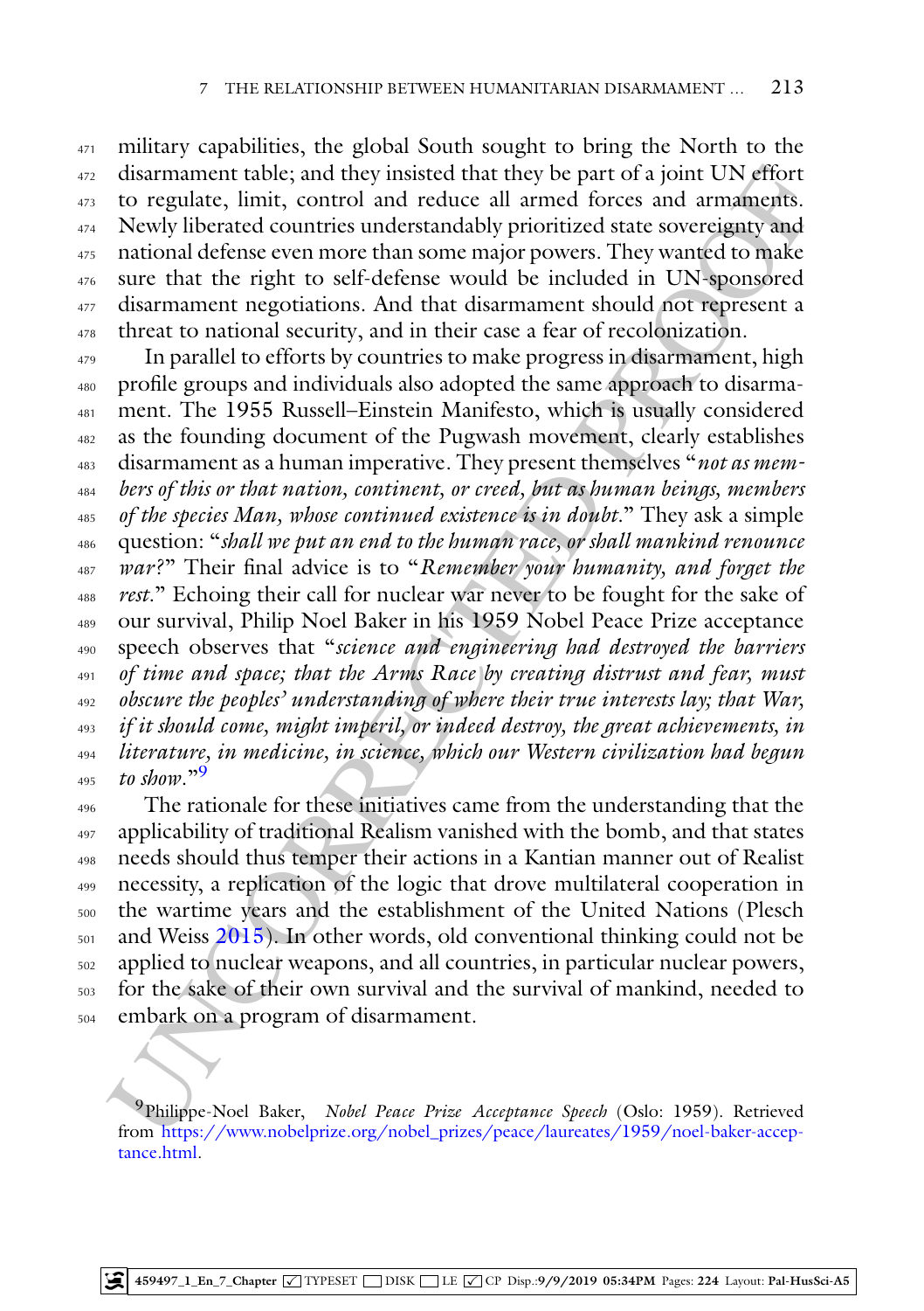military capabilities, the global South sought to bring the North to the disarmament table; and they insisted that they be part of a joint UN effort to regulate, limit, control and reduce all armed forces and armaments. Newly liberated countries understandably prioritized state sovereignty and national defense even more than some major powers. They wanted to make sure that the right to self-defense would be included in UN-sponsored disarmament negotiations. And that disarmament should not represent a threat to national security, and in their case a fear of recolonization.

In parallel to efforts by countries to make progress in disarmament, high profile groups and individuals also adopted the same approach to disarmament. The 1955 Russell–Einstein Manifesto, which is usually considered as the founding document of the Pugwash movement, clearly establishes disarmament as a human imperative. They present themselves "*not as members of this or that nation, continent, or creed, but as human beings, members of the species Man, whose continued existence is in doubt.*" They ask a simple question: "*shall we put an end to the human race, or shall mankind renounce war?*" Their final advice is to "*Remember your humanity, and forget the rest.*" Echoing their call for nuclear war never to be fought for the sake of our survival, Philip Noel Baker in his 1959 Nobel Peace Prize acceptance speech observes that "*science and engineering had destroyed the barriers of time and space; that the Arms Race by creating distrust and fear, must obscure the peoples' understanding of where their true interests lay; that War, if it should come, might imperil, or indeed destroy, the great achievements, in literature, in medicine, in science, which our Western civilization had begun to show.*"[9]

The rationale for these initiatives came from the understanding that the applicability of traditional Realism vanished with the bomb, and that states needs should thus temper their actions in a Kantian manner out of Realist necessity, a replication of the logic that drove multilateral cooperation in the wartime years and the establishment of the United Nations (Plesch and Weiss 2015). In other words, old conventional thinking could not be applied to nuclear weapons, and all countries, in particular nuclear powers, for the sake of their own survival and the survival of mankind, needed to embark on a program of disarmament.

[9] Philippe-Noel Baker, *Nobel Peace Prize Acceptance Speech* (Oslo: 1959). Retrieved from https://www.nobelprize.org/nobel_prizes/peace/laureates/1959/noel-baker-acceptance.html.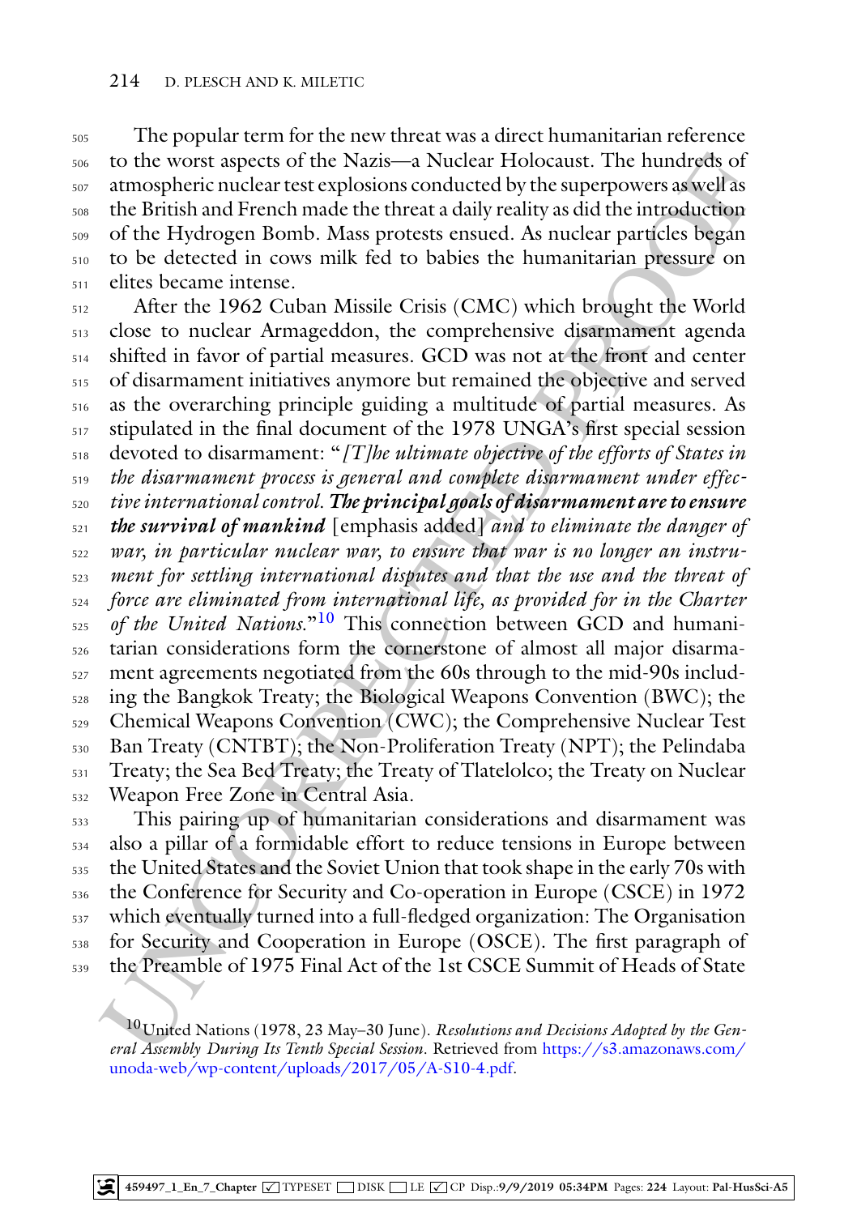The popular term for the new threat was a direct humanitarian reference to the worst aspects of the Nazis—a Nuclear Holocaust. The hundreds of atmospheric nuclear test explosions conducted by the superpowers as well as the British and French made the threat a daily reality as did the introduction of the Hydrogen Bomb. Mass protests ensued. As nuclear particles began to be detected in cows milk fed to babies the humanitarian pressure on elites became intense.

After the 1962 Cuban Missile Crisis (CMC) which brought the World close to nuclear Armageddon, the comprehensive disarmament agenda shifted in favor of partial measures. GCD was not at the front and center of disarmament initiatives anymore but remained the objective and served as the overarching principle guiding a multitude of partial measures. As stipulated in the final document of the 1978 UNGA's first special session devoted to disarmament: "*[T]he ultimate objective of the efforts of States in the disarmament process is general and complete disarmament under effective international control.* ***The principal goals of disarmament are to ensure the survival of mankind*** [emphasis added] *and to eliminate the danger of war, in particular nuclear war, to ensure that war is no longer an instrument for settling international disputes and that the use and the threat of force are eliminated from international life, as provided for in the Charter of the United Nations.*"[10] This connection between GCD and humanitarian considerations form the cornerstone of almost all major disarmament agreements negotiated from the 60s through to the mid-90s including the Bangkok Treaty; the Biological Weapons Convention (BWC); the Chemical Weapons Convention (CWC); the Comprehensive Nuclear Test Ban Treaty (CNTBT); the Non-Proliferation Treaty (NPT); the Pelindaba Treaty; the Sea Bed Treaty; the Treaty of Tlatelolco; the Treaty on Nuclear Weapon Free Zone in Central Asia.

This pairing up of humanitarian considerations and disarmament was also a pillar of a formidable effort to reduce tensions in Europe between the United States and the Soviet Union that took shape in the early 70s with the Conference for Security and Co-operation in Europe (CSCE) in 1972 which eventually turned into a full-fledged organization: The Organisation for Security and Cooperation in Europe (OSCE). The first paragraph of the Preamble of 1975 Final Act of the 1st CSCE Summit of Heads of State

[10] United Nations (1978, 23 May–30 June). *Resolutions and Decisions Adopted by the General Assembly During Its Tenth Special Session*. Retrieved from https://s3.amazonaws.com/unoda-web/wp-content/uploads/2017/05/A-S10-4.pdf.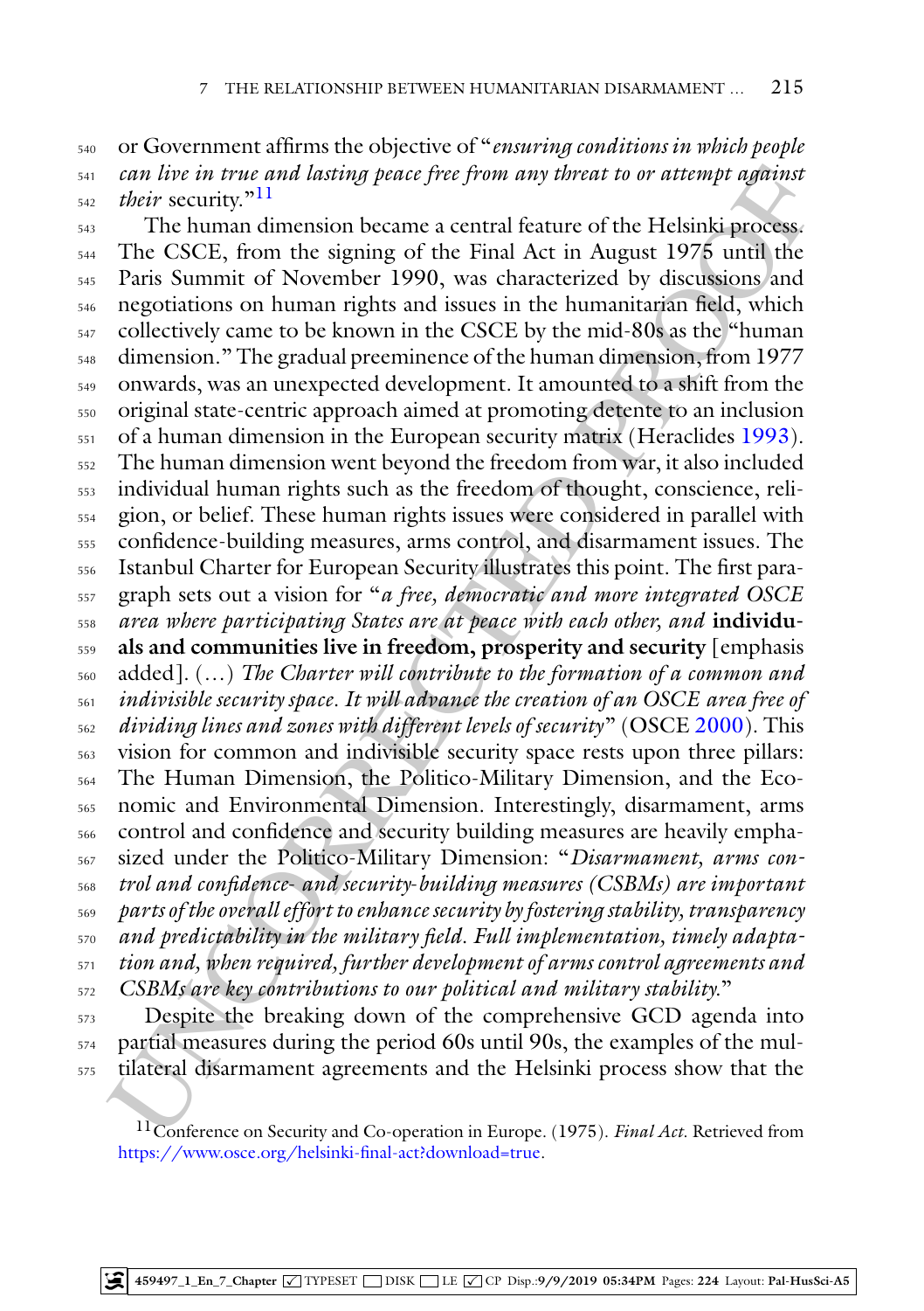or Government affirms the objective of "*ensuring conditions in which people can live in true and lasting peace free from any threat to or attempt against their* security."[11]

The human dimension became a central feature of the Helsinki process. The CSCE, from the signing of the Final Act in August 1975 until the Paris Summit of November 1990, was characterized by discussions and negotiations on human rights and issues in the humanitarian field, which collectively came to be known in the CSCE by the mid-80s as the "human dimension." The gradual preeminence of the human dimension, from 1977 onwards, was an unexpected development. It amounted to a shift from the original state-centric approach aimed at promoting detente to an inclusion of a human dimension in the European security matrix (Heraclides 1993). The human dimension went beyond the freedom from war, it also included individual human rights such as the freedom of thought, conscience, religion, or belief. These human rights issues were considered in parallel with confidence-building measures, arms control, and disarmament issues. The Istanbul Charter for European Security illustrates this point. The first paragraph sets out a vision for "*a free, democratic and more integrated OSCE area where participating States are at peace with each other, and* **individuals and communities live in freedom, prosperity and security** [emphasis added]. (…) *The Charter will contribute to the formation of a common and indivisible security space. It will advance the creation of an OSCE area free of dividing lines and zones with different levels of security*" (OSCE 2000). This vision for common and indivisible security space rests upon three pillars: The Human Dimension, the Politico-Military Dimension, and the Economic and Environmental Dimension. Interestingly, disarmament, arms control and confidence and security building measures are heavily emphasized under the Politico-Military Dimension: "*Disarmament, arms control and confidence- and security-building measures (CSBMs) are important parts of the overall effort to enhance security by fostering stability, transparency and predictability in the military field. Full implementation, timely adaptation and, when required, further development of arms control agreements and CSBMs are key contributions to our political and military stability.*"

Despite the breaking down of the comprehensive GCD agenda into partial measures during the period 60s until 90s, the examples of the multilateral disarmament agreements and the Helsinki process show that the

[11] Conference on Security and Co-operation in Europe. (1975). *Final Act*. Retrieved from https://www.osce.org/helsinki-final-act?download=true.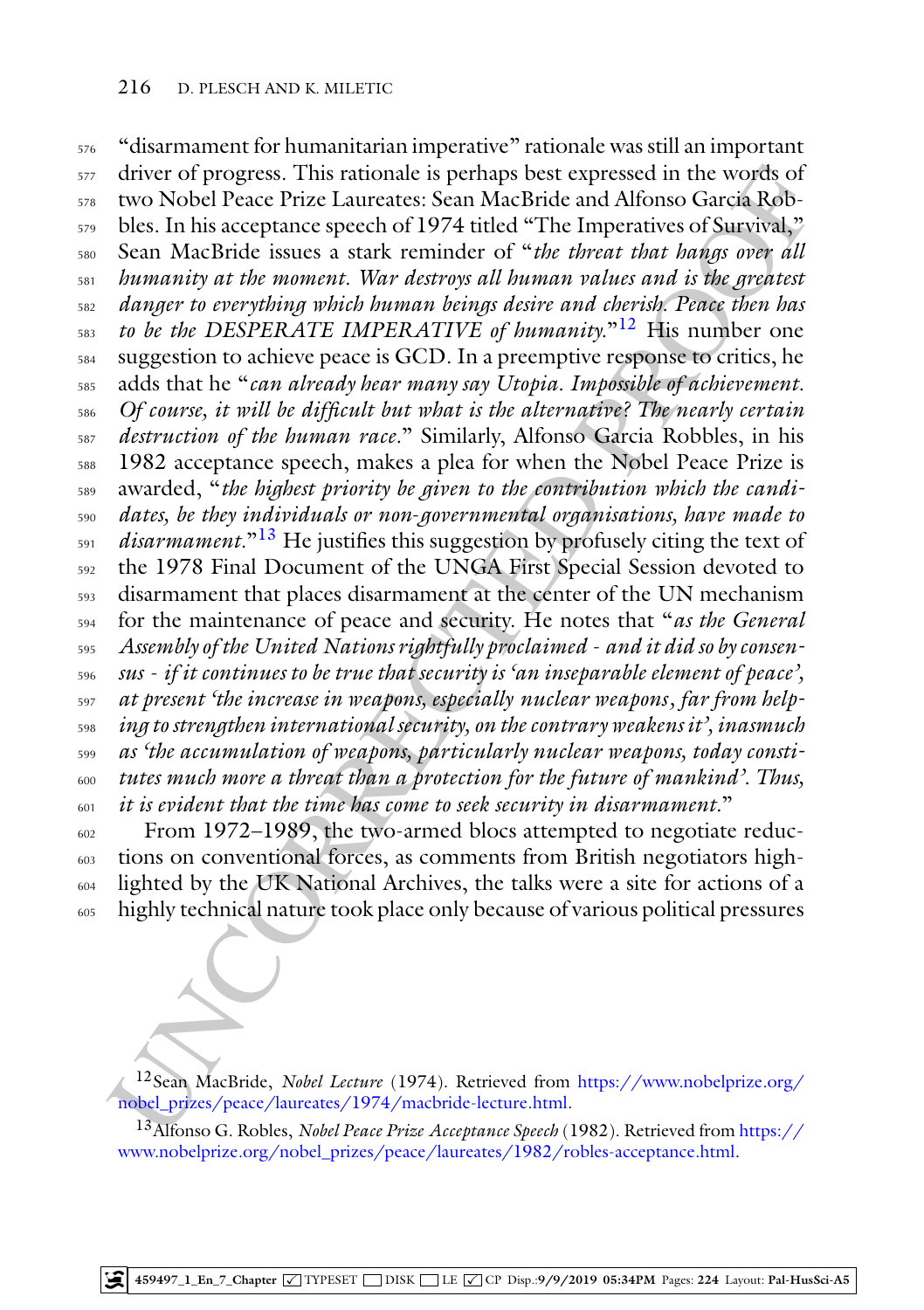"disarmament for humanitarian imperative" rationale was still an important driver of progress. This rationale is perhaps best expressed in the words of two Nobel Peace Prize Laureates: Sean MacBride and Alfonso Garcia Robles. In his acceptance speech of 1974 titled "The Imperatives of Survival," Sean MacBride issues a stark reminder of "*the threat that hangs over all humanity at the moment. War destroys all human values and is the greatest danger to everything which human beings desire and cherish. Peace then has to be the DESPERATE IMPERATIVE of humanity.*"[12] His number one suggestion to achieve peace is GCD. In a preemptive response to critics, he adds that he "*can already hear many say Utopia. Impossible of achievement. Of course, it will be difficult but what is the alternative? The nearly certain destruction of the human race.*" Similarly, Alfonso Garcia Robbles, in his 1982 acceptance speech, makes a plea for when the Nobel Peace Prize is awarded, "*the highest priority be given to the contribution which the candidates, be they individuals or non-governmental organisations, have made to disarmament.*"[13] He justifies this suggestion by profusely citing the text of the 1978 Final Document of the UNGA First Special Session devoted to disarmament that places disarmament at the center of the UN mechanism for the maintenance of peace and security. He notes that "*as the General Assembly of the United Nations rightfully proclaimed - and it did so by consensus - if it continues to be true that security is 'an inseparable element of peace', at present 'the increase in weapons, especially nuclear weapons, far from helping to strengthen international security, on the contrary weakens it', inasmuch as 'the accumulation of weapons, particularly nuclear weapons, today constitutes much more a threat than a protection for the future of mankind'. Thus, it is evident that the time has come to seek security in disarmament.*"

From 1972–1989, the two-armed blocs attempted to negotiate reductions on conventional forces, as comments from British negotiators highlighted by the UK National Archives, the talks were a site for actions of a highly technical nature took place only because of various political pressures

[12] Sean MacBride, *Nobel Lecture* (1974). Retrieved from https://www.nobelprize.org/nobel_prizes/peace/laureates/1974/macbride-lecture.html.

[13] Alfonso G. Robles, *Nobel Peace Prize Acceptance Speech* (1982). Retrieved from https://www.nobelprize.org/nobel_prizes/peace/laureates/1982/robles-acceptance.html.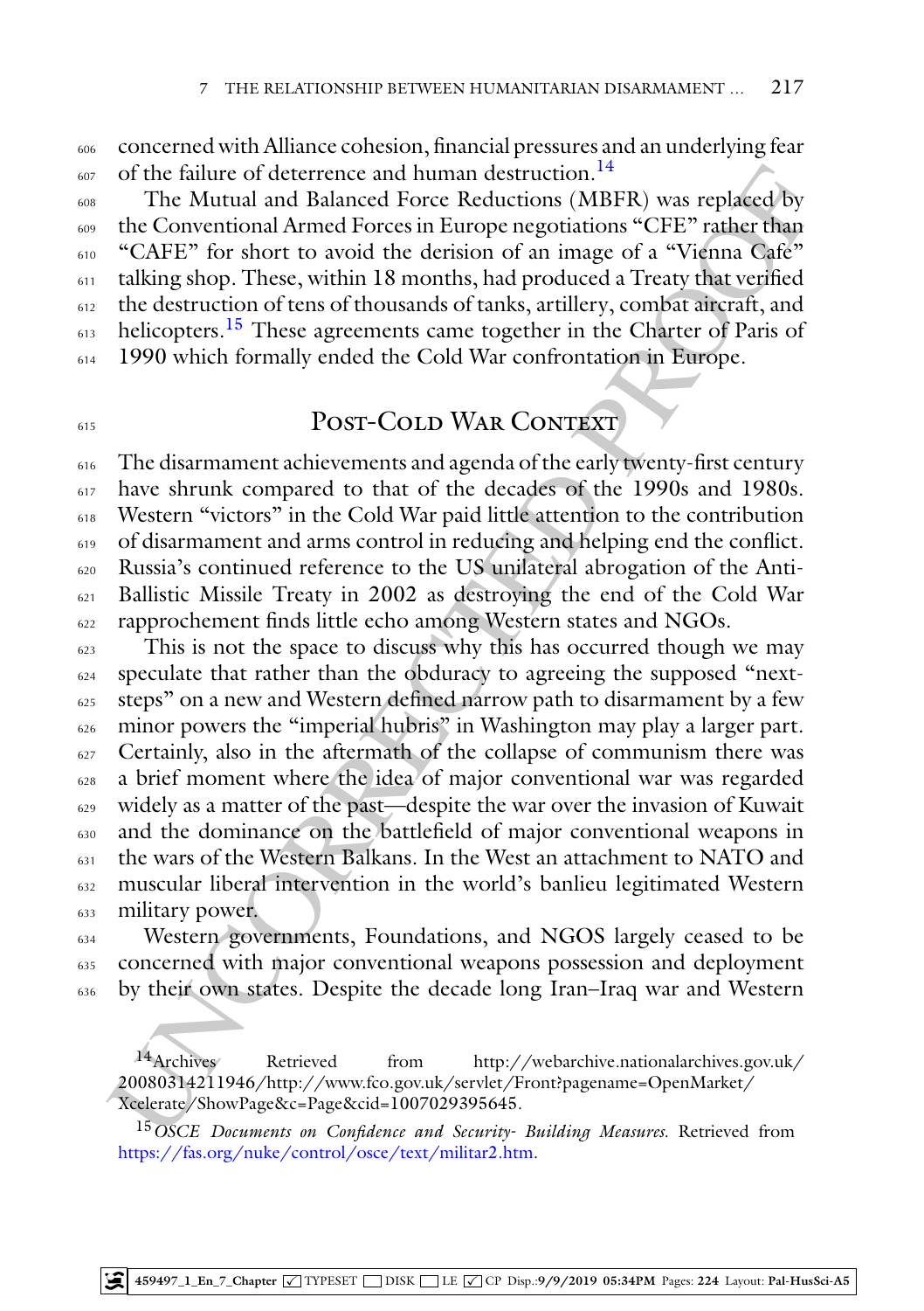concerned with Alliance cohesion, financial pressures and an underlying fear of the failure of deterrence and human destruction.[14]

The Mutual and Balanced Force Reductions (MBFR) was replaced by the Conventional Armed Forces in Europe negotiations "CFE" rather than "CAFE" for short to avoid the derision of an image of a "Vienna Cafe" talking shop. These, within 18 months, had produced a Treaty that verified the destruction of tens of thousands of tanks, artillery, combat aircraft, and helicopters.[15] These agreements came together in the Charter of Paris of 1990 which formally ended the Cold War confrontation in Europe.

## Post-Cold War Context

The disarmament achievements and agenda of the early twenty-first century have shrunk compared to that of the decades of the 1990s and 1980s. Western "victors" in the Cold War paid little attention to the contribution of disarmament and arms control in reducing and helping end the conflict. Russia's continued reference to the US unilateral abrogation of the Anti-Ballistic Missile Treaty in 2002 as destroying the end of the Cold War rapprochement finds little echo among Western states and NGOs.

This is not the space to discuss why this has occurred though we may speculate that rather than the obduracy to agreeing the supposed "next-steps" on a new and Western defined narrow path to disarmament by a few minor powers the "imperial hubris" in Washington may play a larger part. Certainly, also in the aftermath of the collapse of communism there was a brief moment where the idea of major conventional war was regarded widely as a matter of the past—despite the war over the invasion of Kuwait and the dominance on the battlefield of major conventional weapons in the wars of the Western Balkans. In the West an attachment to NATO and muscular liberal intervention in the world's banlieu legitimated Western military power.

Western governments, Foundations, and NGOS largely ceased to be concerned with major conventional weapons possession and deployment by their own states. Despite the decade long Iran–Iraq war and Western

[14] Archives Retrieved from http://webarchive.nationalarchives.gov.uk/20080314211946/http://www.fco.gov.uk/servlet/Front?pagename=OpenMarket/Xcelerate/ShowPage&c=Page&cid=1007029395645.

[15] *OSCE Documents on Confidence and Security- Building Measures*. Retrieved from https://fas.org/nuke/control/osce/text/militar2.htm.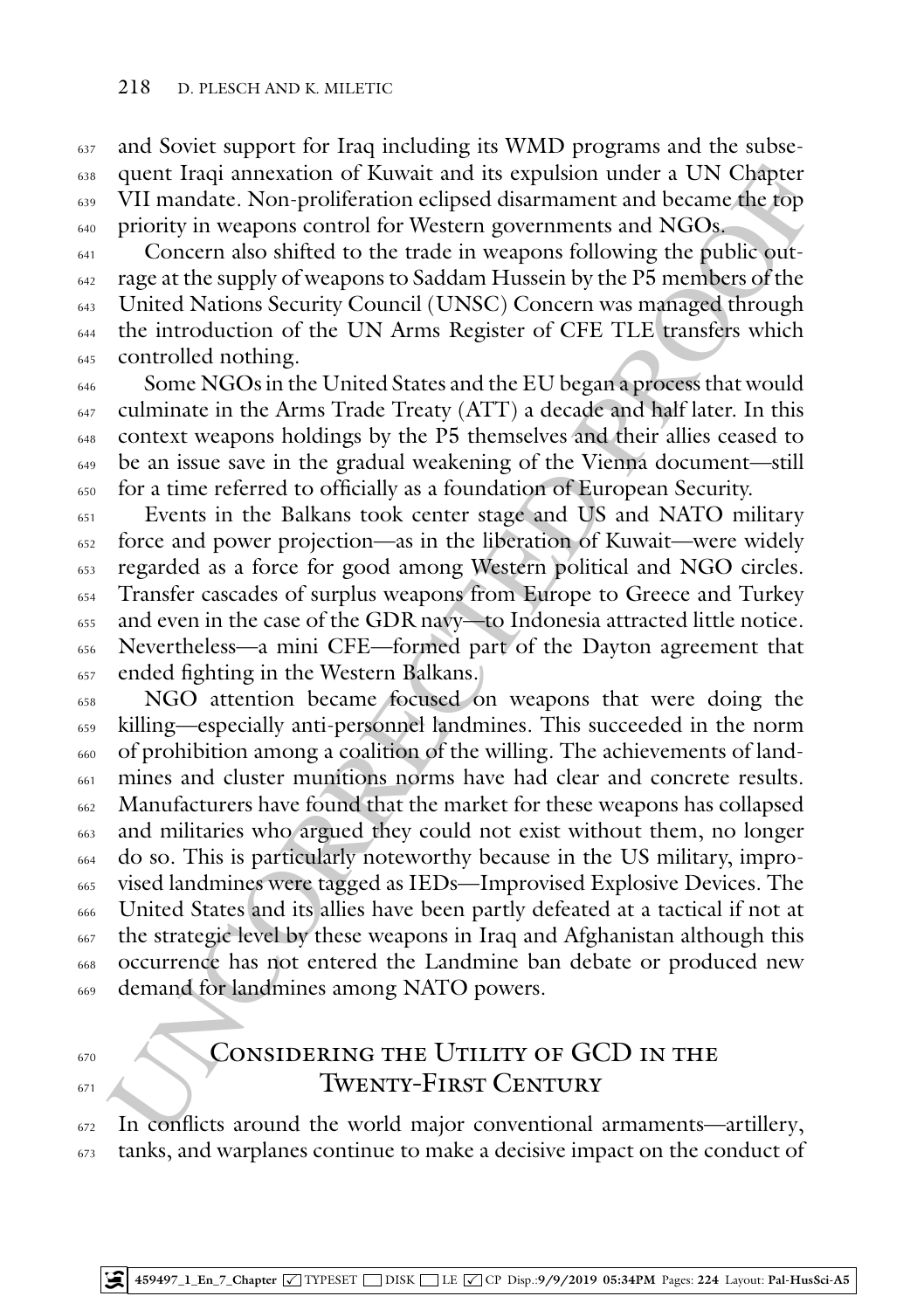and Soviet support for Iraq including its WMD programs and the subsequent Iraqi annexation of Kuwait and its expulsion under a UN Chapter VII mandate. Non-proliferation eclipsed disarmament and became the top priority in weapons control for Western governments and NGOs.

Concern also shifted to the trade in weapons following the public outrage at the supply of weapons to Saddam Hussein by the P5 members of the United Nations Security Council (UNSC) Concern was managed through the introduction of the UN Arms Register of CFE TLE transfers which controlled nothing.

Some NGOs in the United States and the EU began a process that would culminate in the Arms Trade Treaty (ATT) a decade and half later. In this context weapons holdings by the P5 themselves and their allies ceased to be an issue save in the gradual weakening of the Vienna document—still for a time referred to officially as a foundation of European Security.

Events in the Balkans took center stage and US and NATO military force and power projection—as in the liberation of Kuwait—were widely regarded as a force for good among Western political and NGO circles. Transfer cascades of surplus weapons from Europe to Greece and Turkey and even in the case of the GDR navy—to Indonesia attracted little notice. Nevertheless—a mini CFE—formed part of the Dayton agreement that ended fighting in the Western Balkans.

NGO attention became focused on weapons that were doing the killing—especially anti-personnel landmines. This succeeded in the norm of prohibition among a coalition of the willing. The achievements of landmines and cluster munitions norms have had clear and concrete results. Manufacturers have found that the market for these weapons has collapsed and militaries who argued they could not exist without them, no longer do so. This is particularly noteworthy because in the US military, improvised landmines were tagged as IEDs—Improvised Explosive Devices. The United States and its allies have been partly defeated at a tactical if not at the strategic level by these weapons in Iraq and Afghanistan although this occurrence has not entered the Landmine ban debate or produced new demand for landmines among NATO powers.

## Considering the Utility of GCD in the Twenty-First Century

In conflicts around the world major conventional armaments—artillery, tanks, and warplanes continue to make a decisive impact on the conduct of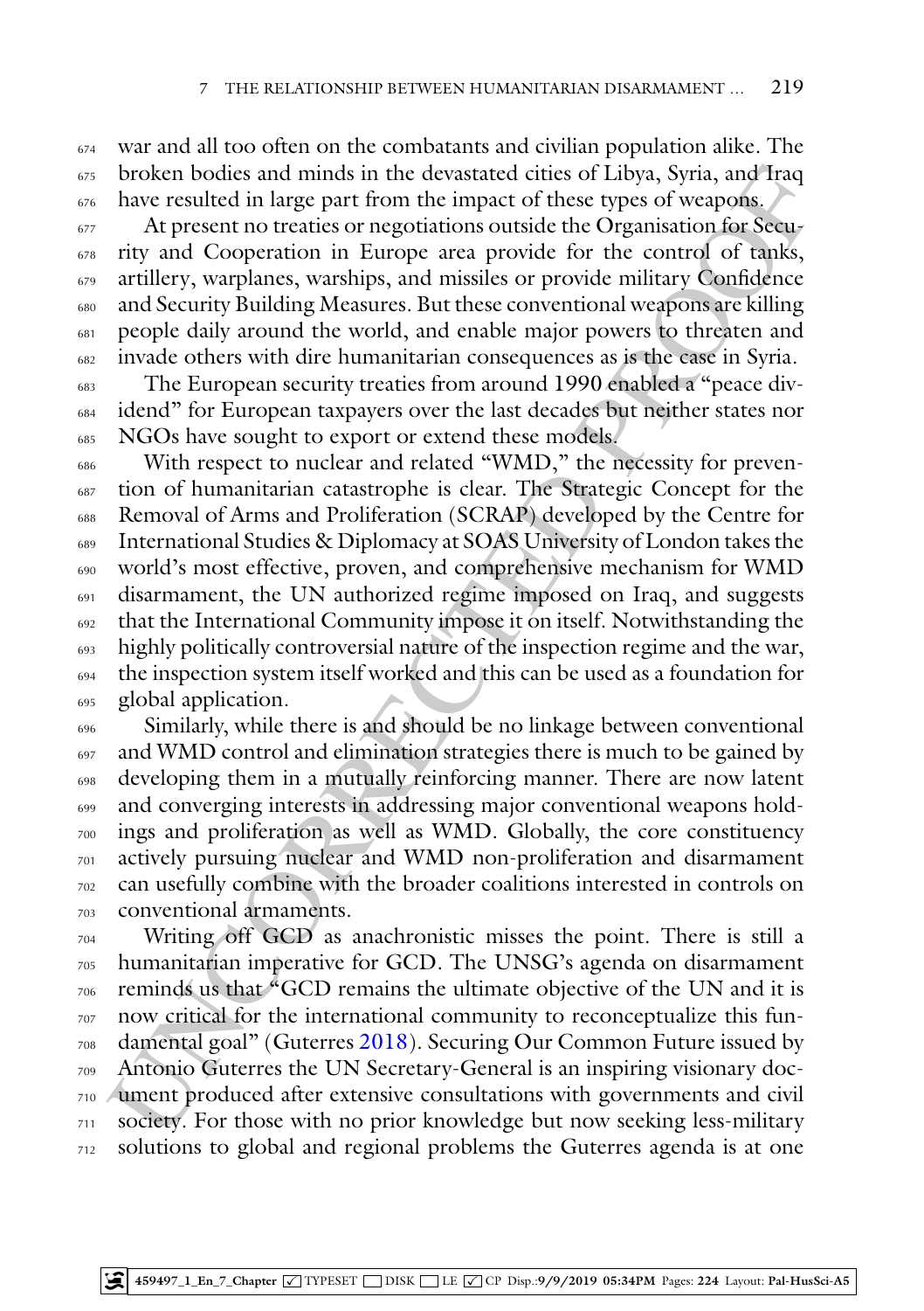war and all too often on the combatants and civilian population alike. The broken bodies and minds in the devastated cities of Libya, Syria, and Iraq have resulted in large part from the impact of these types of weapons.

At present no treaties or negotiations outside the Organisation for Security and Cooperation in Europe area provide for the control of tanks, artillery, warplanes, warships, and missiles or provide military Confidence and Security Building Measures. But these conventional weapons are killing people daily around the world, and enable major powers to threaten and invade others with dire humanitarian consequences as is the case in Syria.

The European security treaties from around 1990 enabled a "peace dividend" for European taxpayers over the last decades but neither states nor NGOs have sought to export or extend these models.

With respect to nuclear and related "WMD," the necessity for prevention of humanitarian catastrophe is clear. The Strategic Concept for the Removal of Arms and Proliferation (SCRAP) developed by the Centre for International Studies & Diplomacy at SOAS University of London takes the world's most effective, proven, and comprehensive mechanism for WMD disarmament, the UN authorized regime imposed on Iraq, and suggests that the International Community impose it on itself. Notwithstanding the highly politically controversial nature of the inspection regime and the war, the inspection system itself worked and this can be used as a foundation for global application.

Similarly, while there is and should be no linkage between conventional and WMD control and elimination strategies there is much to be gained by developing them in a mutually reinforcing manner. There are now latent and converging interests in addressing major conventional weapons holdings and proliferation as well as WMD. Globally, the core constituency actively pursuing nuclear and WMD non-proliferation and disarmament can usefully combine with the broader coalitions interested in controls on conventional armaments.

Writing off GCD as anachronistic misses the point. There is still a humanitarian imperative for GCD. The UNSG's agenda on disarmament reminds us that "GCD remains the ultimate objective of the UN and it is now critical for the international community to reconceptualize this fundamental goal" (Guterres 2018). Securing Our Common Future issued by Antonio Guterres the UN Secretary-General is an inspiring visionary document produced after extensive consultations with governments and civil society. For those with no prior knowledge but now seeking less-military solutions to global and regional problems the Guterres agenda is at one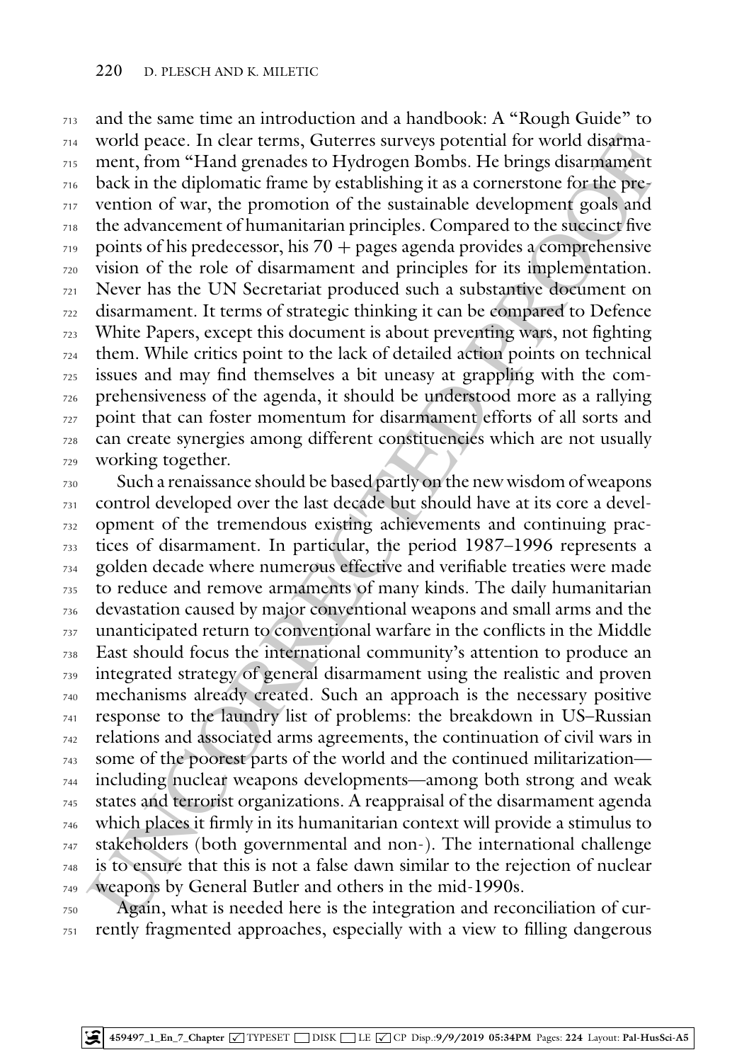and the same time an introduction and a handbook: A "Rough Guide" to world peace. In clear terms, Guterres surveys potential for world disarmament, from "Hand grenades to Hydrogen Bombs. He brings disarmament back in the diplomatic frame by establishing it as a cornerstone for the prevention of war, the promotion of the sustainable development goals and the advancement of humanitarian principles. Compared to the succinct five points of his predecessor, his 70 + pages agenda provides a comprehensive vision of the role of disarmament and principles for its implementation. Never has the UN Secretariat produced such a substantive document on disarmament. It terms of strategic thinking it can be compared to Defence White Papers, except this document is about preventing wars, not fighting them. While critics point to the lack of detailed action points on technical issues and may find themselves a bit uneasy at grappling with the comprehensiveness of the agenda, it should be understood more as a rallying point that can foster momentum for disarmament efforts of all sorts and can create synergies among different constituencies which are not usually working together.

Such a renaissance should be based partly on the new wisdom of weapons control developed over the last decade but should have at its core a development of the tremendous existing achievements and continuing practices of disarmament. In particular, the period 1987–1996 represents a golden decade where numerous effective and verifiable treaties were made to reduce and remove armaments of many kinds. The daily humanitarian devastation caused by major conventional weapons and small arms and the unanticipated return to conventional warfare in the conflicts in the Middle East should focus the international community's attention to produce an integrated strategy of general disarmament using the realistic and proven mechanisms already created. Such an approach is the necessary positive response to the laundry list of problems: the breakdown in US–Russian relations and associated arms agreements, the continuation of civil wars in some of the poorest parts of the world and the continued militarization—including nuclear weapons developments—among both strong and weak states and terrorist organizations. A reappraisal of the disarmament agenda which places it firmly in its humanitarian context will provide a stimulus to stakeholders (both governmental and non-). The international challenge is to ensure that this is not a false dawn similar to the rejection of nuclear weapons by General Butler and others in the mid-1990s.

Again, what is needed here is the integration and reconciliation of currently fragmented approaches, especially with a view to filling dangerous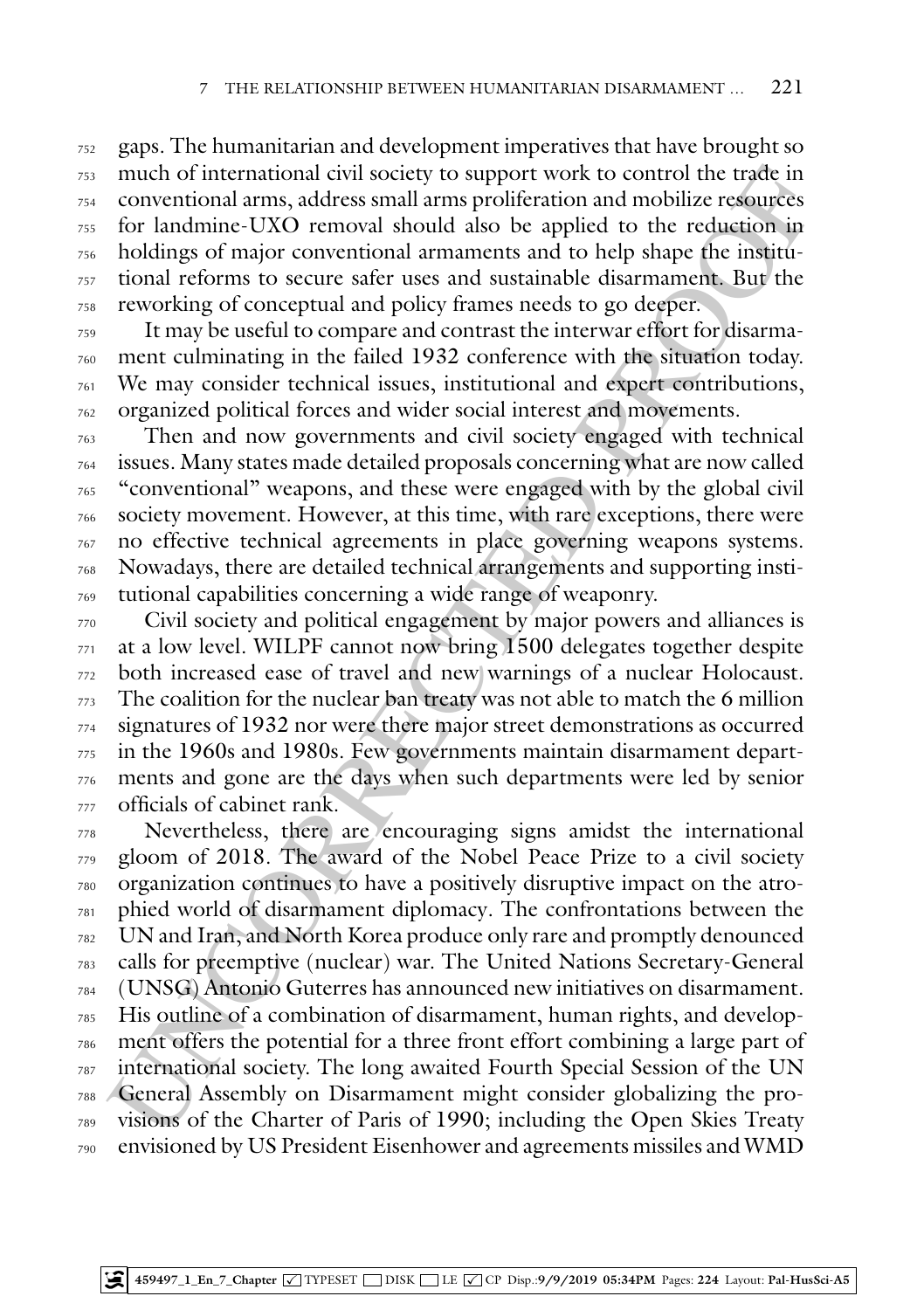gaps. The humanitarian and development imperatives that have brought so much of international civil society to support work to control the trade in conventional arms, address small arms proliferation and mobilize resources for landmine-UXO removal should also be applied to the reduction in holdings of major conventional armaments and to help shape the institutional reforms to secure safer uses and sustainable disarmament. But the reworking of conceptual and policy frames needs to go deeper.

It may be useful to compare and contrast the interwar effort for disarmament culminating in the failed 1932 conference with the situation today. We may consider technical issues, institutional and expert contributions, organized political forces and wider social interest and movements.

Then and now governments and civil society engaged with technical issues. Many states made detailed proposals concerning what are now called "conventional" weapons, and these were engaged with by the global civil society movement. However, at this time, with rare exceptions, there were no effective technical agreements in place governing weapons systems. Nowadays, there are detailed technical arrangements and supporting institutional capabilities concerning a wide range of weaponry.

Civil society and political engagement by major powers and alliances is at a low level. WILPF cannot now bring 1500 delegates together despite both increased ease of travel and new warnings of a nuclear Holocaust. The coalition for the nuclear ban treaty was not able to match the 6 million signatures of 1932 nor were there major street demonstrations as occurred in the 1960s and 1980s. Few governments maintain disarmament departments and gone are the days when such departments were led by senior officials of cabinet rank.

Nevertheless, there are encouraging signs amidst the international gloom of 2018. The award of the Nobel Peace Prize to a civil society organization continues to have a positively disruptive impact on the atrophied world of disarmament diplomacy. The confrontations between the UN and Iran, and North Korea produce only rare and promptly denounced calls for preemptive (nuclear) war. The United Nations Secretary-General (UNSG) Antonio Guterres has announced new initiatives on disarmament. His outline of a combination of disarmament, human rights, and development offers the potential for a three front effort combining a large part of international society. The long awaited Fourth Special Session of the UN General Assembly on Disarmament might consider globalizing the provisions of the Charter of Paris of 1990; including the Open Skies Treaty envisioned by US President Eisenhower and agreements missiles and WMD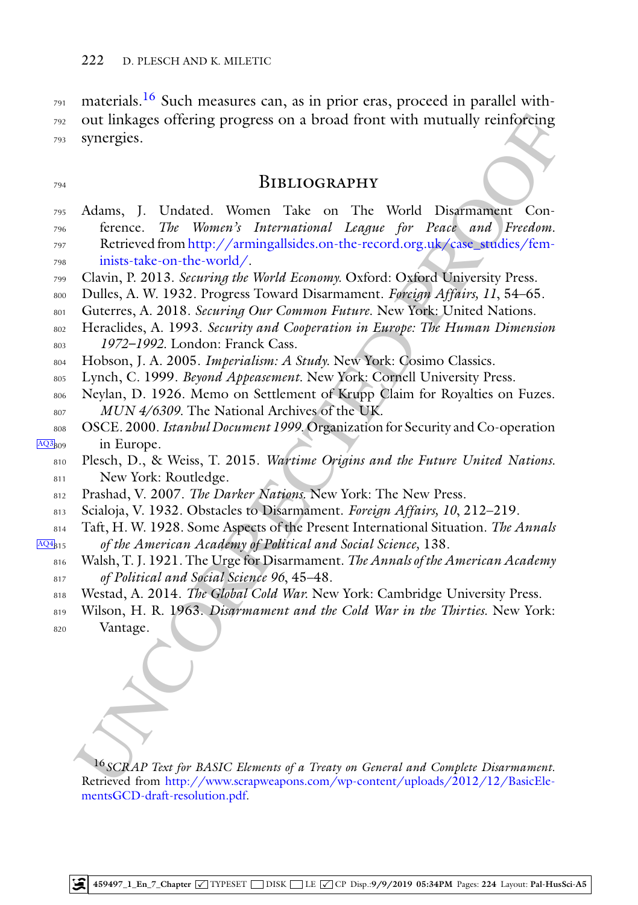materials.[16] Such measures can, as in prior eras, proceed in parallel without linkages offering progress on a broad front with mutually reinforcing synergies.

## Bibliography

Adams, J. Undated. Women Take on The World Disarmament Conference. *The Women's International League for Peace and Freedom*. Retrieved from http://armingallsides.on-the-record.org.uk/case_studies/feminists-take-on-the-world/.

Clavin, P. 2013. *Securing the World Economy*. Oxford: Oxford University Press.

Dulles, A. W. 1932. Progress Toward Disarmament. *Foreign Affairs, 11*, 54–65.

Guterres, A. 2018. *Securing Our Common Future*. New York: United Nations.

Heraclides, A. 1993. *Security and Cooperation in Europe: The Human Dimension 1972–1992*. London: Franck Cass.

Hobson, J. A. 2005. *Imperialism: A Study*. New York: Cosimo Classics.

Lynch, C. 1999. *Beyond Appeasement*. New York: Cornell University Press.

Neylan, D. 1926. Memo on Settlement of Krupp Claim for Royalties on Fuzes. *MUN 4/6309*. The National Archives of the UK.

OSCE. 2000. *Istanbul Document 1999*. Organization for Security and Co-operation in Europe.

Plesch, D., & Weiss, T. 2015. *Wartime Origins and the Future United Nations*. New York: Routledge.

Prashad, V. 2007. *The Darker Nations*. New York: The New Press.

Scialoja, V. 1932. Obstacles to Disarmament. *Foreign Affairs, 10*, 212–219.

Taft, H. W. 1928. Some Aspects of the Present International Situation. *The Annals of the American Academy of Political and Social Science*, 138.

Walsh, T. J. 1921. The Urge for Disarmament. *The Annals of the American Academy of Political and Social Science 96*, 45–48.

Westad, A. 2014. *The Global Cold War*. New York: Cambridge University Press.

Wilson, H. R. 1963. *Disarmament and the Cold War in the Thirties*. New York: Vantage.

---

[16] *SCRAP Text for BASIC Elements of a Treaty on General and Complete Disarmament*. Retrieved from http://www.scrapweapons.com/wp-content/uploads/2012/12/BasicElementsGCD-draft-resolution.pdf.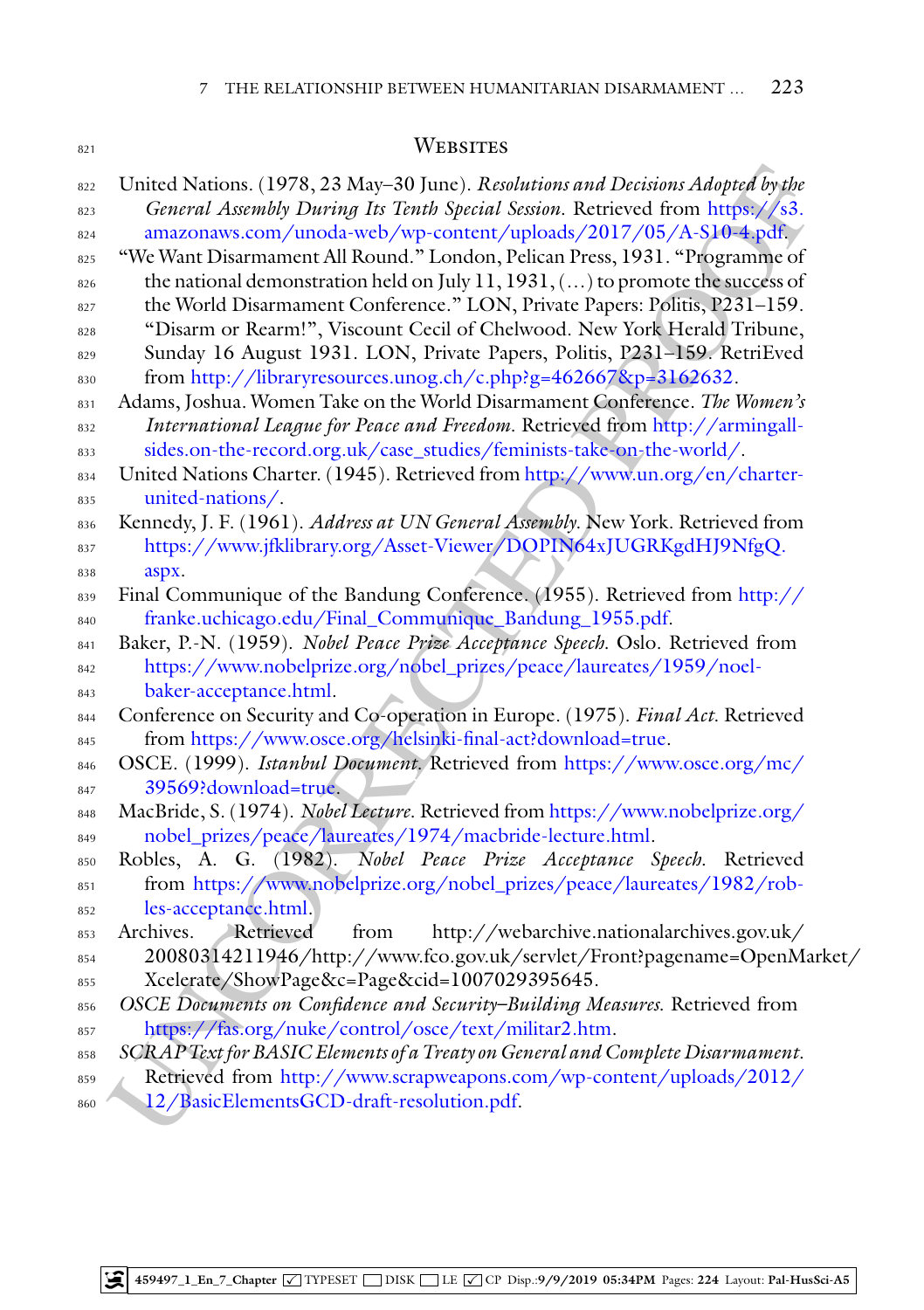## Websites

United Nations. (1978, 23 May–30 June). *Resolutions and Decisions Adopted by the General Assembly During Its Tenth Special Session.* Retrieved from https://s3.amazonaws.com/unoda-web/wp-content/uploads/2017/05/A-S10-4.pdf.

"We Want Disarmament All Round." London, Pelican Press, 1931. "Programme of the national demonstration held on July 11, 1931, (…) to promote the success of the World Disarmament Conference." LON, Private Papers: Politis, P231–159. "Disarm or Rearm!", Viscount Cecil of Chelwood. New York Herald Tribune, Sunday 16 August 1931. LON, Private Papers, Politis, P231–159. RetriEved from http://libraryresources.unog.ch/c.php?g=462667&p=3162632.

Adams, Joshua. Women Take on the World Disarmament Conference. *The Women's International League for Peace and Freedom.* Retrieved from http://armingallsides.on-the-record.org.uk/case_studies/feminists-take-on-the-world/.

United Nations Charter. (1945). Retrieved from http://www.un.org/en/charter-united-nations/.

Kennedy, J. F. (1961). *Address at UN General Assembly.* New York. Retrieved from https://www.jfklibrary.org/Asset-Viewer/DOPIN64xJUGRKgdHJ9NfgQ.aspx.

Final Communique of the Bandung Conference. (1955). Retrieved from http://franke.uchicago.edu/Final_Communique_Bandung_1955.pdf.

Baker, P.-N. (1959). *Nobel Peace Prize Acceptance Speech.* Oslo. Retrieved from https://www.nobelprize.org/nobel_prizes/peace/laureates/1959/noel-baker-acceptance.html.

Conference on Security and Co-operation in Europe. (1975). *Final Act.* Retrieved from https://www.osce.org/helsinki-final-act?download=true.

OSCE. (1999). *Istanbul Document.* Retrieved from https://www.osce.org/mc/39569?download=true.

MacBride, S. (1974). *Nobel Lecture.* Retrieved from https://www.nobelprize.org/nobel_prizes/peace/laureates/1974/macbride-lecture.html.

Robles, A. G. (1982). *Nobel Peace Prize Acceptance Speech.* Retrieved from https://www.nobelprize.org/nobel_prizes/peace/laureates/1982/robles-acceptance.html.

Archives. Retrieved from http://webarchive.nationalarchives.gov.uk/20080314211946/http://www.fco.gov.uk/servlet/Front?pagename=OpenMarket/Xcelerate/ShowPage&c=Page&cid=1007029395645.

*OSCE Documents on Confidence and Security–Building Measures.* Retrieved from https://fas.org/nuke/control/osce/text/militar2.htm.

*SCRAP Text for BASIC Elements of a Treaty on General and Complete Disarmament.* Retrieved from http://www.scrapweapons.com/wp-content/uploads/2012/12/BasicElementsGCD-draft-resolution.pdf.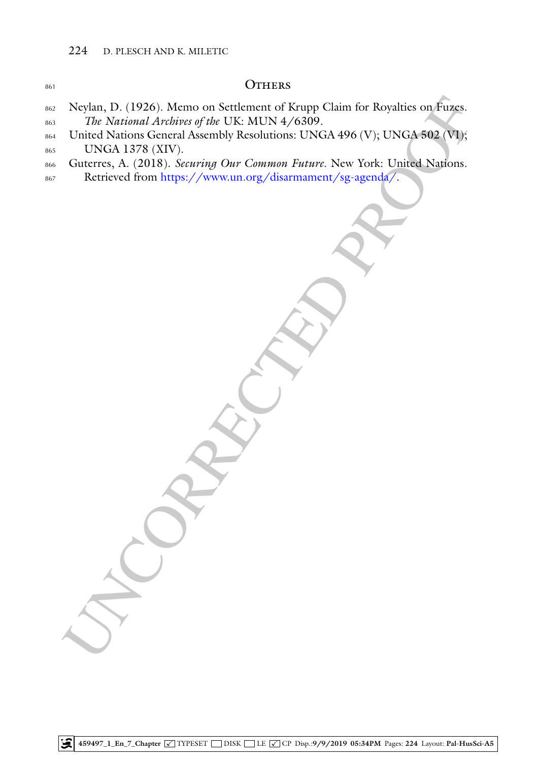## Others

Neylan, D. (1926). Memo on Settlement of Krupp Claim for Royalties on Fuzes. *The National Archives of the* UK: MUN 4/6309.

United Nations General Assembly Resolutions: UNGA 496 (V); UNGA 502 (VI); UNGA 1378 (XIV).

Guterres, A. (2018). *Securing Our Common Future*. New York: United Nations. Retrieved from https://www.un.org/disarmament/sg-agenda/.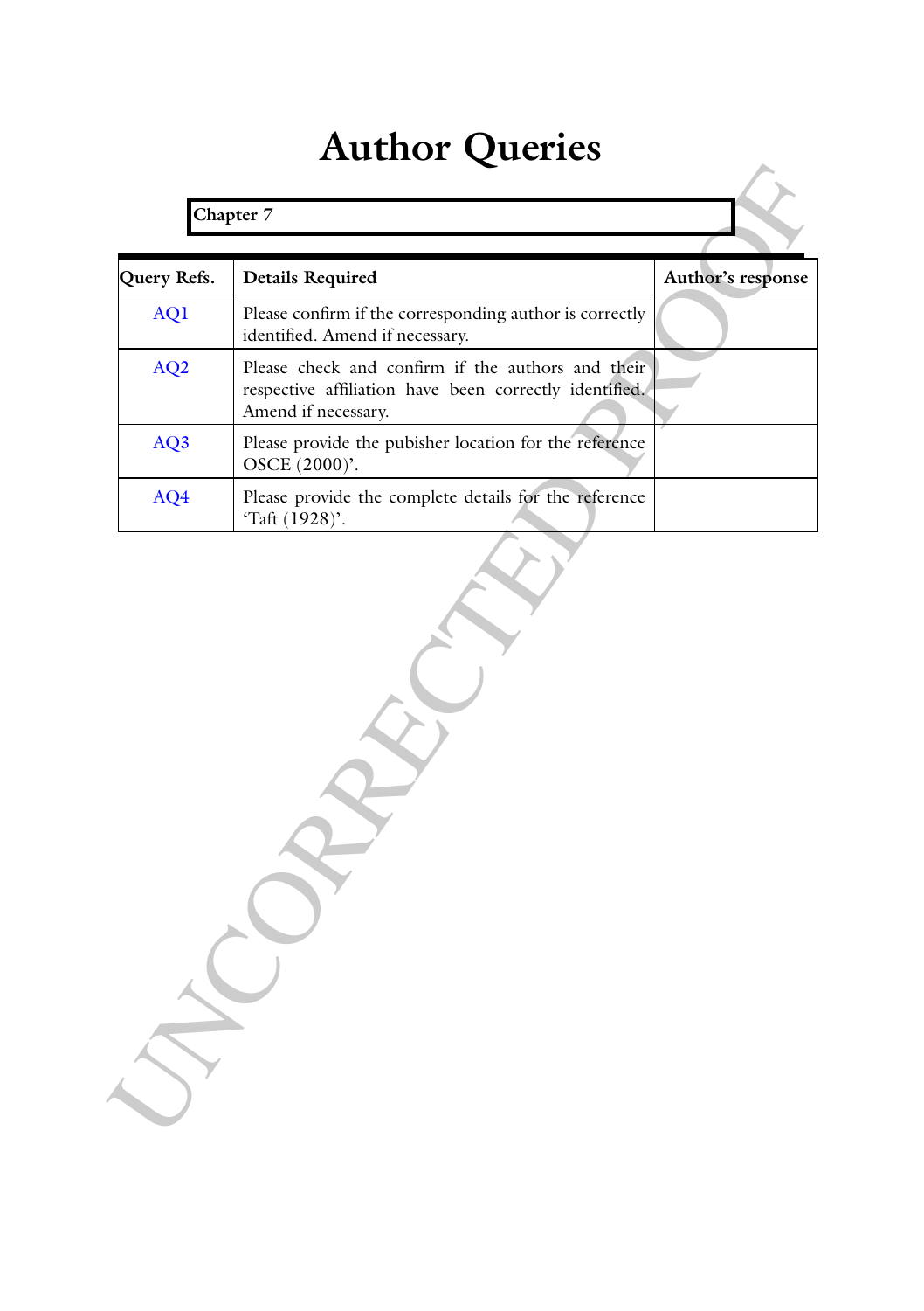# Author Queries

**Chapter 7**

| Query Refs. | Details Required | Author's response |
| --- | --- | --- |
| AQ1 | Please confirm if the corresponding author is correctly identified. Amend if necessary. | |
| AQ2 | Please check and confirm if the authors and their respective affiliation have been correctly identified. Amend if necessary. | |
| AQ3 | Please provide the pubisher location for the reference OSCE (2000)'. | |
| AQ4 | Please provide the complete details for the reference 'Taft (1928)'. | |